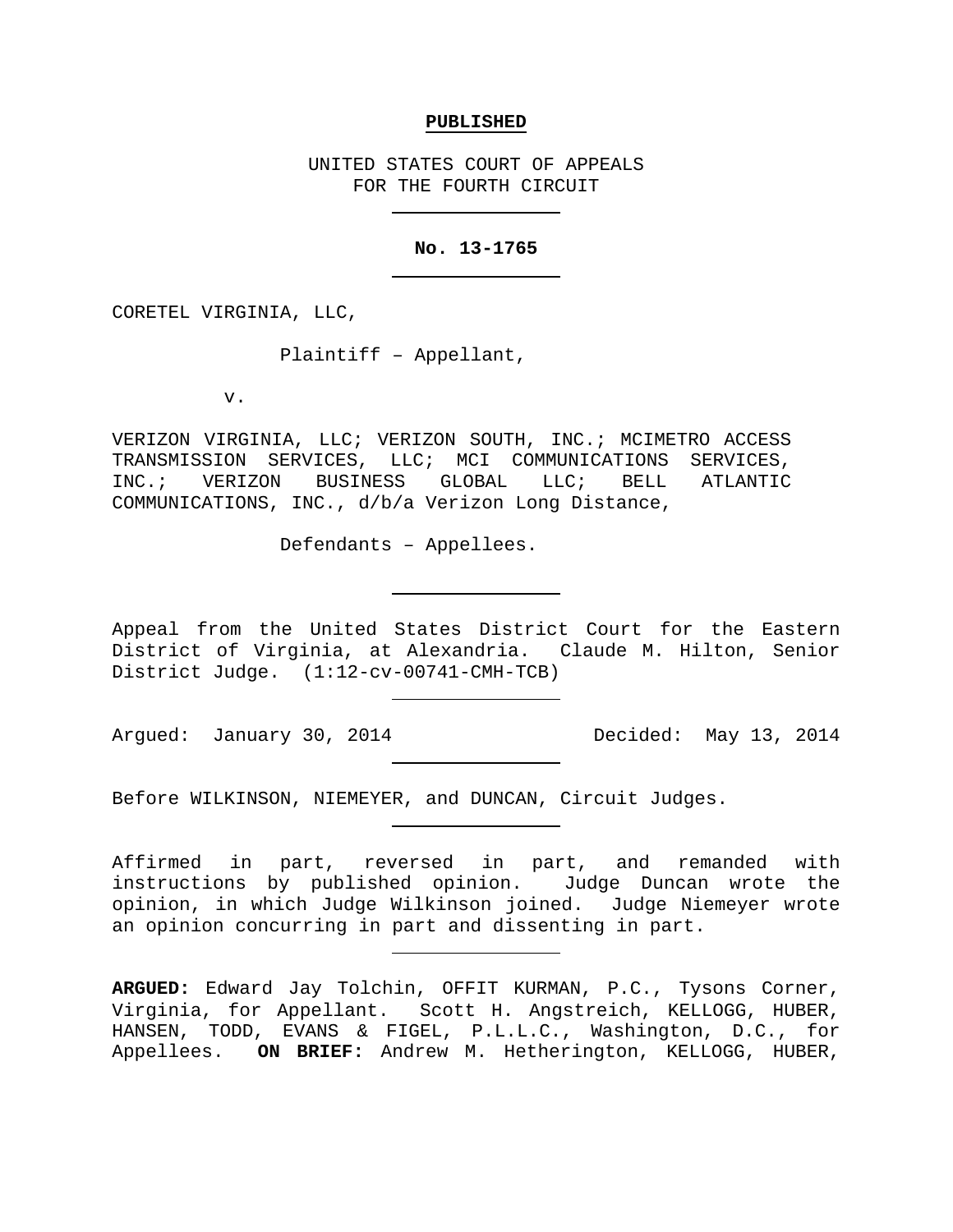**PUBLISHED**

UNITED STATES COURT OF APPEALS
FOR THE FOURTH CIRCUIT

**No. 13-1765**

CORETEL VIRGINIA, LLC,

Plaintiff – Appellant,

v.

VERIZON VIRGINIA, LLC; VERIZON SOUTH, INC.; MCIMETRO ACCESS TRANSMISSION SERVICES, LLC; MCI COMMUNICATIONS SERVICES, INC.; VERIZON BUSINESS GLOBAL LLC; BELL ATLANTIC COMMUNICATIONS, INC., d/b/a Verizon Long Distance,

Defendants – Appellees.

Appeal from the United States District Court for the Eastern District of Virginia, at Alexandria. Claude M. Hilton, Senior District Judge. (1:12-cv-00741-CMH-TCB)

Argued: January 30, 2014 Decided: May 13, 2014

Before WILKINSON, NIEMEYER, and DUNCAN, Circuit Judges.

Affirmed in part, reversed in part, and remanded with instructions by published opinion. Judge Duncan wrote the opinion, in which Judge Wilkinson joined. Judge Niemeyer wrote an opinion concurring in part and dissenting in part.

**ARGUED:** Edward Jay Tolchin, OFFIT KURMAN, P.C., Tysons Corner, Virginia, for Appellant. Scott H. Angstreich, KELLOGG, HUBER, HANSEN, TODD, EVANS & FIGEL, P.L.L.C., Washington, D.C., for Appellees. **ON BRIEF:** Andrew M. Hetherington, KELLOGG, HUBER,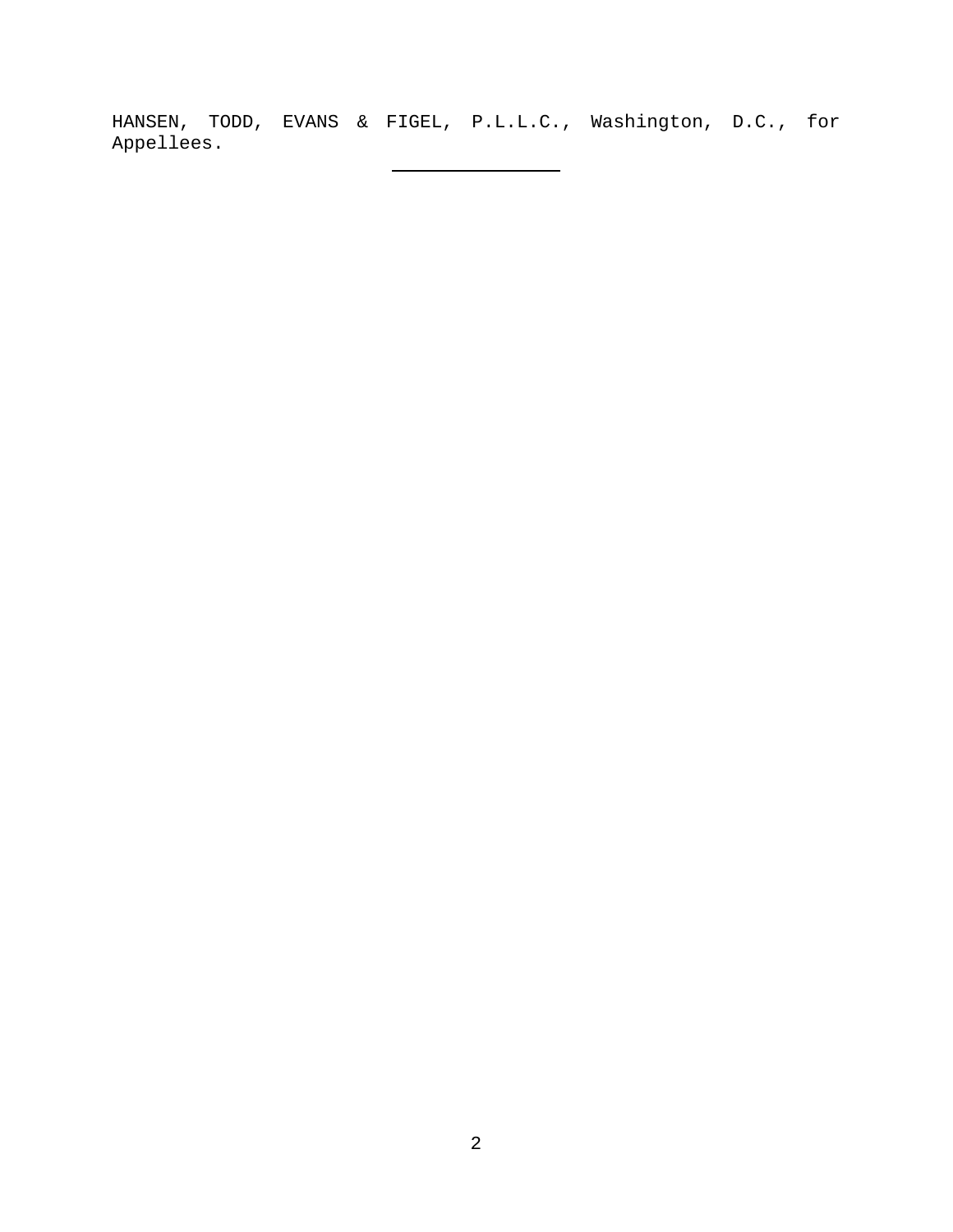HANSEN, TODD, EVANS & FIGEL, P.L.L.C., Washington, D.C., for Appellees.

---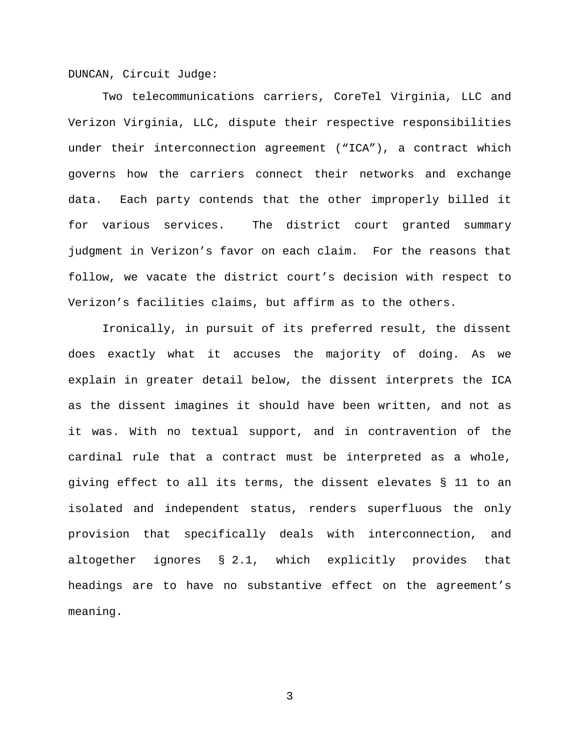DUNCAN, Circuit Judge:

Two telecommunications carriers, CoreTel Virginia, LLC and Verizon Virginia, LLC, dispute their respective responsibilities under their interconnection agreement ("ICA"), a contract which governs how the carriers connect their networks and exchange data. Each party contends that the other improperly billed it for various services. The district court granted summary judgment in Verizon's favor on each claim. For the reasons that follow, we vacate the district court's decision with respect to Verizon's facilities claims, but affirm as to the others.

Ironically, in pursuit of its preferred result, the dissent does exactly what it accuses the majority of doing. As we explain in greater detail below, the dissent interprets the ICA as the dissent imagines it should have been written, and not as it was. With no textual support, and in contravention of the cardinal rule that a contract must be interpreted as a whole, giving effect to all its terms, the dissent elevates § 11 to an isolated and independent status, renders superfluous the only provision that specifically deals with interconnection, and altogether ignores § 2.1, which explicitly provides that headings are to have no substantive effect on the agreement's meaning.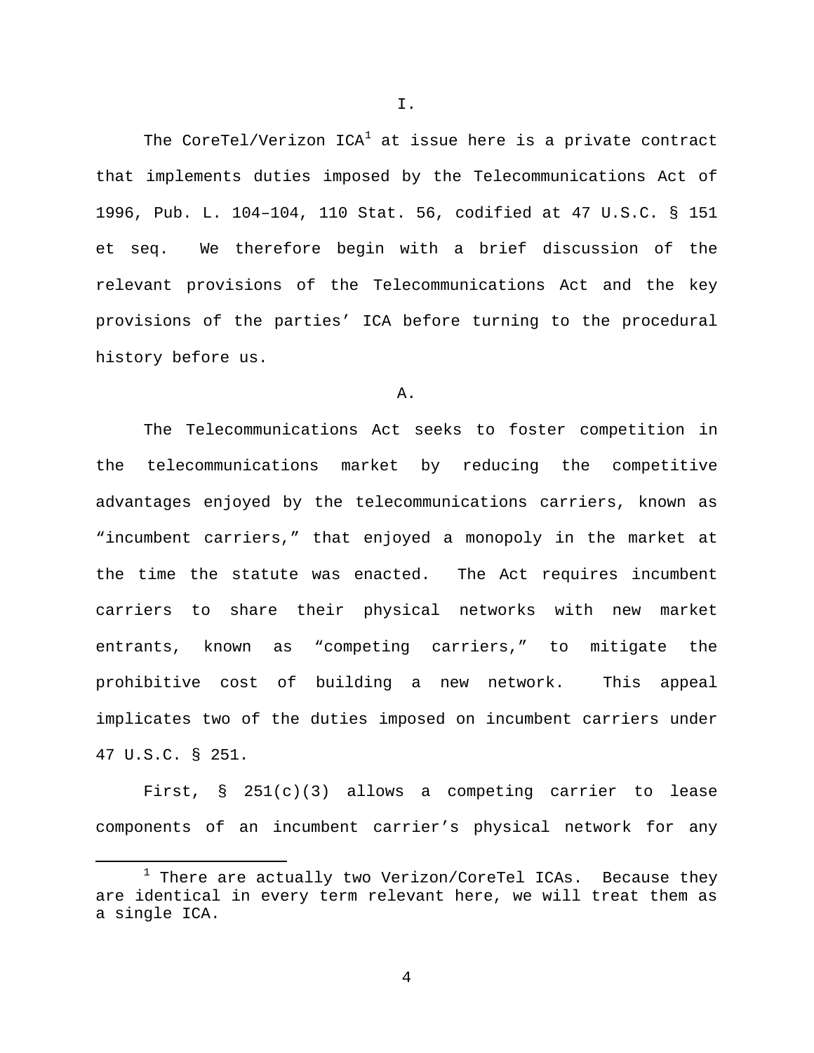I.

The CoreTel/Verizon ICA[1] at issue here is a private contract that implements duties imposed by the Telecommunications Act of 1996, Pub. L. 104–104, 110 Stat. 56, codified at 47 U.S.C. § 151 et seq. We therefore begin with a brief discussion of the relevant provisions of the Telecommunications Act and the key provisions of the parties' ICA before turning to the procedural history before us.

A.

The Telecommunications Act seeks to foster competition in the telecommunications market by reducing the competitive advantages enjoyed by the telecommunications carriers, known as "incumbent carriers," that enjoyed a monopoly in the market at the time the statute was enacted. The Act requires incumbent carriers to share their physical networks with new market entrants, known as "competing carriers," to mitigate the prohibitive cost of building a new network. This appeal implicates two of the duties imposed on incumbent carriers under 47 U.S.C. § 251.

First, § 251(c)(3) allows a competing carrier to lease components of an incumbent carrier's physical network for any

[1] There are actually two Verizon/CoreTel ICAs. Because they are identical in every term relevant here, we will treat them as a single ICA.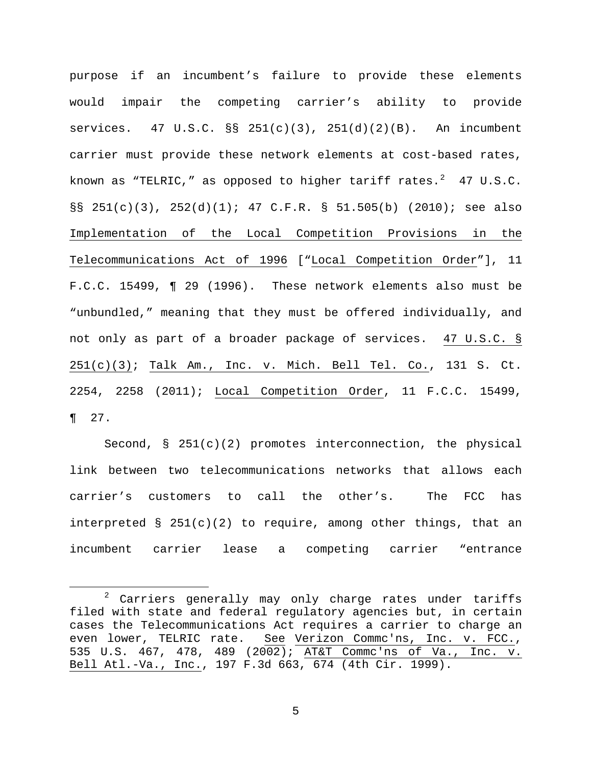purpose if an incumbent's failure to provide these elements would impair the competing carrier's ability to provide services. 47 U.S.C. §§ 251(c)(3), 251(d)(2)(B). An incumbent carrier must provide these network elements at cost-based rates, known as "TELRIC," as opposed to higher tariff rates.[2] 47 U.S.C. §§ 251(c)(3), 252(d)(1); 47 C.F.R. § 51.505(b) (2010); see also Implementation of the Local Competition Provisions in the Telecommunications Act of 1996 ["Local Competition Order"], 11 F.C.C. 15499, ¶ 29 (1996). These network elements also must be "unbundled," meaning that they must be offered individually, and not only as part of a broader package of services. 47 U.S.C. § 251(c)(3); Talk Am., Inc. v. Mich. Bell Tel. Co., 131 S. Ct. 2254, 2258 (2011); Local Competition Order, 11 F.C.C. 15499, ¶ 27.

Second, § 251(c)(2) promotes interconnection, the physical link between two telecommunications networks that allows each carrier's customers to call the other's. The FCC has interpreted § 251(c)(2) to require, among other things, that an incumbent carrier lease a competing carrier "entrance

[2] Carriers generally may only charge rates under tariffs filed with state and federal regulatory agencies but, in certain cases the Telecommunications Act requires a carrier to charge an even lower, TELRIC rate. See Verizon Commc'ns, Inc. v. FCC., 535 U.S. 467, 478, 489 (2002); AT&T Commc'ns of Va., Inc. v. Bell Atl.-Va., Inc., 197 F.3d 663, 674 (4th Cir. 1999).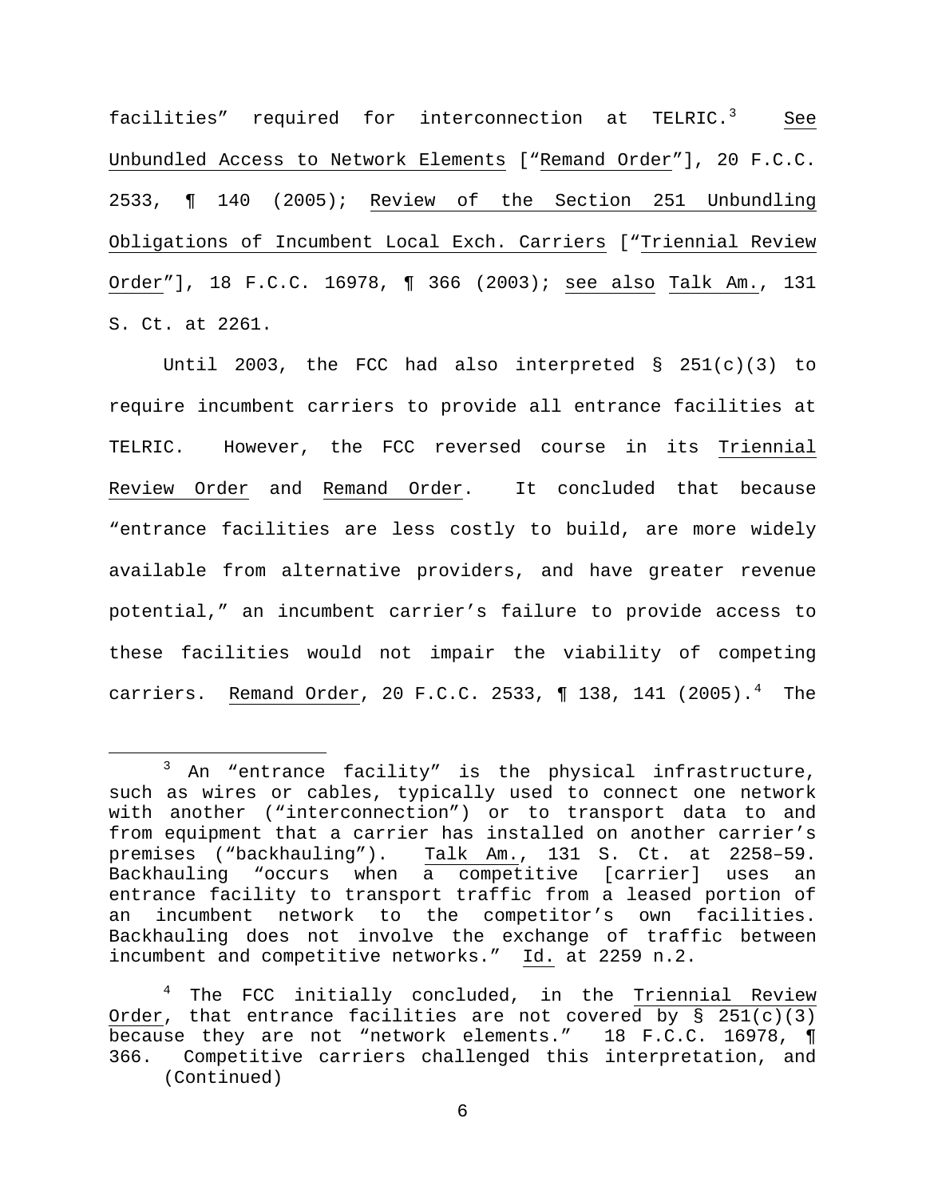facilities" required for interconnection at TELRIC.[3] See Unbundled Access to Network Elements ["Remand Order"], 20 F.C.C. 2533, ¶ 140 (2005); Review of the Section 251 Unbundling Obligations of Incumbent Local Exch. Carriers ["Triennial Review Order"], 18 F.C.C. 16978, ¶ 366 (2003); see also Talk Am., 131 S. Ct. at 2261.

Until 2003, the FCC had also interpreted § 251(c)(3) to require incumbent carriers to provide all entrance facilities at TELRIC. However, the FCC reversed course in its Triennial Review Order and Remand Order. It concluded that because "entrance facilities are less costly to build, are more widely available from alternative providers, and have greater revenue potential," an incumbent carrier's failure to provide access to these facilities would not impair the viability of competing carriers. Remand Order, 20 F.C.C. 2533, ¶ 138, 141 (2005).[4] The

---

[3] An "entrance facility" is the physical infrastructure, such as wires or cables, typically used to connect one network with another ("interconnection") or to transport data to and from equipment that a carrier has installed on another carrier's premises ("backhauling"). Talk Am., 131 S. Ct. at 2258–59. Backhauling "occurs when a competitive [carrier] uses an entrance facility to transport traffic from a leased portion of an incumbent network to the competitor's own facilities. Backhauling does not involve the exchange of traffic between incumbent and competitive networks." Id. at 2259 n.2.

[4] The FCC initially concluded, in the Triennial Review Order, that entrance facilities are not covered by § 251(c)(3) because they are not "network elements." 18 F.C.C. 16978, ¶ 366. Competitive carriers challenged this interpretation, and (Continued)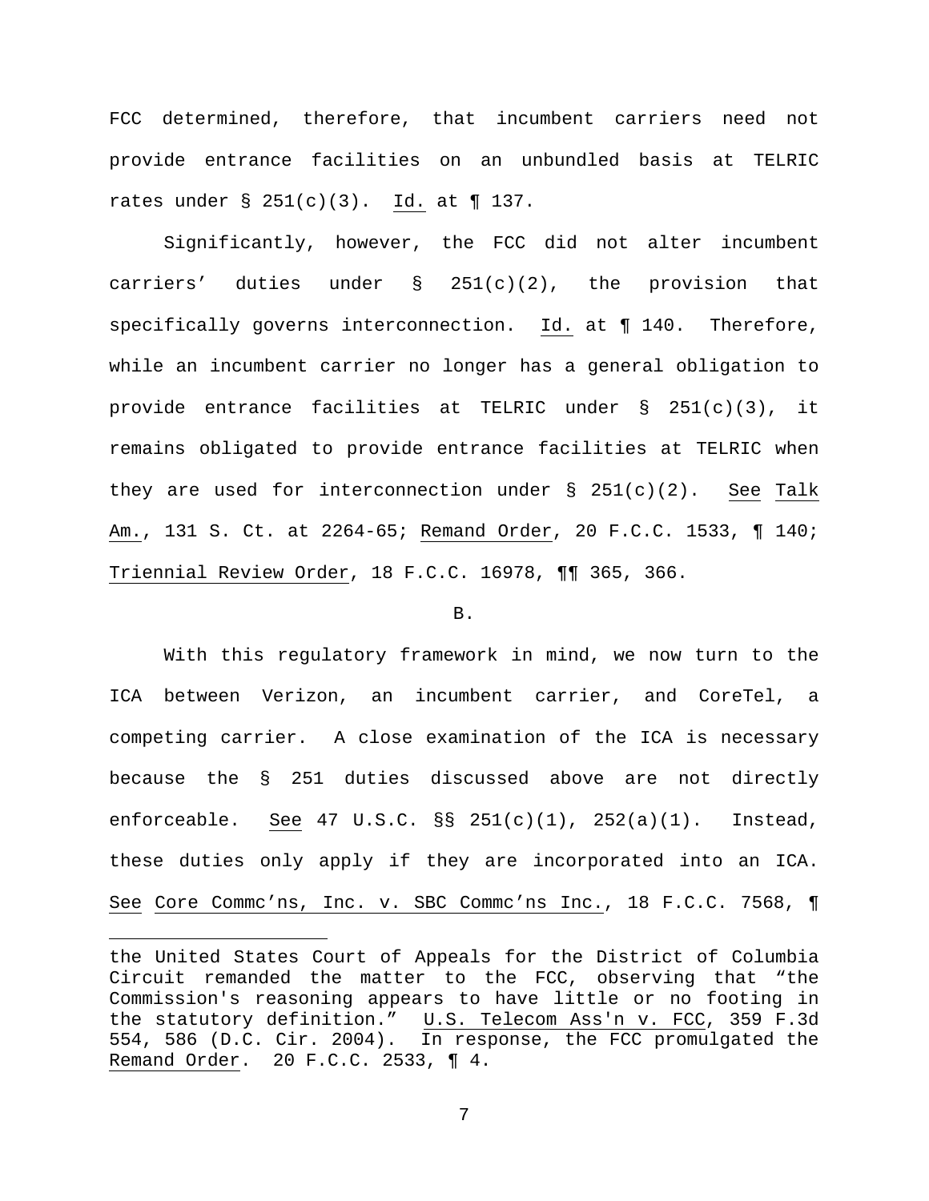FCC determined, therefore, that incumbent carriers need not provide entrance facilities on an unbundled basis at TELRIC rates under § 251(c)(3). Id. at ¶ 137.

Significantly, however, the FCC did not alter incumbent carriers' duties under § 251(c)(2), the provision that specifically governs interconnection. Id. at ¶ 140. Therefore, while an incumbent carrier no longer has a general obligation to provide entrance facilities at TELRIC under § 251(c)(3), it remains obligated to provide entrance facilities at TELRIC when they are used for interconnection under § 251(c)(2). See Talk Am., 131 S. Ct. at 2264-65; Remand Order, 20 F.C.C. 1533, ¶ 140; Triennial Review Order, 18 F.C.C. 16978, ¶¶ 365, 366.

B.

With this regulatory framework in mind, we now turn to the ICA between Verizon, an incumbent carrier, and CoreTel, a competing carrier. A close examination of the ICA is necessary because the § 251 duties discussed above are not directly enforceable. See 47 U.S.C. §§ 251(c)(1), 252(a)(1). Instead, these duties only apply if they are incorporated into an ICA. See Core Commc'ns, Inc. v. SBC Commc'ns Inc., 18 F.C.C. 7568, ¶

---

the United States Court of Appeals for the District of Columbia Circuit remanded the matter to the FCC, observing that "the Commission's reasoning appears to have little or no footing in the statutory definition." U.S. Telecom Ass'n v. FCC, 359 F.3d 554, 586 (D.C. Cir. 2004). In response, the FCC promulgated the Remand Order. 20 F.C.C. 2533, ¶ 4.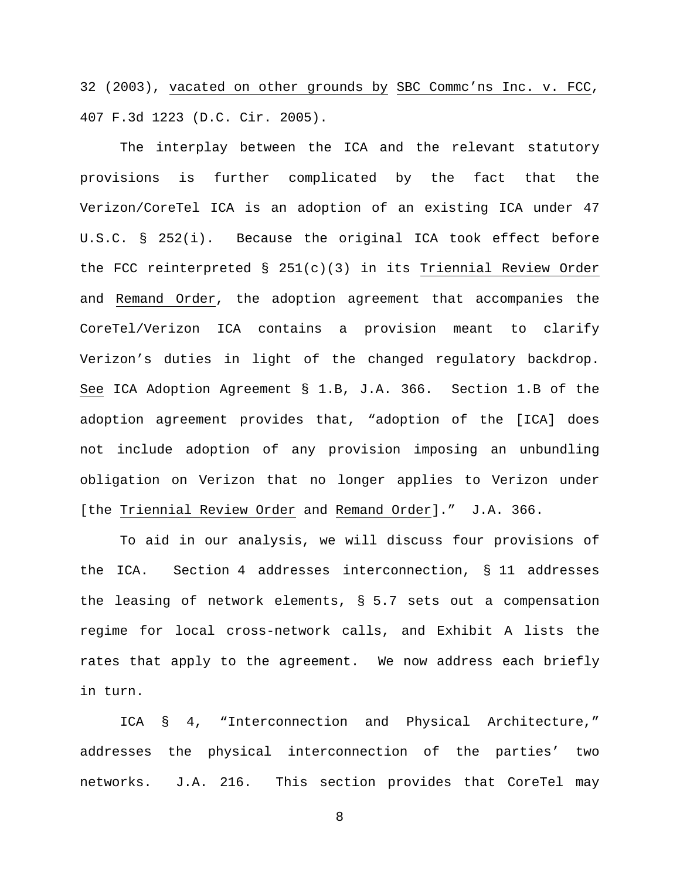32 (2003), _vacated on other grounds by_ _SBC Commc'ns Inc. v. FCC_, 407 F.3d 1223 (D.C. Cir. 2005).

The interplay between the ICA and the relevant statutory provisions is further complicated by the fact that the Verizon/CoreTel ICA is an adoption of an existing ICA under 47 U.S.C. § 252(i). Because the original ICA took effect before the FCC reinterpreted § 251(c)(3) in its _Triennial Review Order_ and _Remand Order_, the adoption agreement that accompanies the CoreTel/Verizon ICA contains a provision meant to clarify Verizon's duties in light of the changed regulatory backdrop. _See_ ICA Adoption Agreement § 1.B, J.A. 366. Section 1.B of the adoption agreement provides that, "adoption of the [ICA] does not include adoption of any provision imposing an unbundling obligation on Verizon that no longer applies to Verizon under [the _Triennial Review Order_ and _Remand Order_]." J.A. 366.

To aid in our analysis, we will discuss four provisions of the ICA. Section 4 addresses interconnection, § 11 addresses the leasing of network elements, § 5.7 sets out a compensation regime for local cross-network calls, and Exhibit A lists the rates that apply to the agreement. We now address each briefly in turn.

ICA § 4, "Interconnection and Physical Architecture," addresses the physical interconnection of the parties' two networks. J.A. 216. This section provides that CoreTel may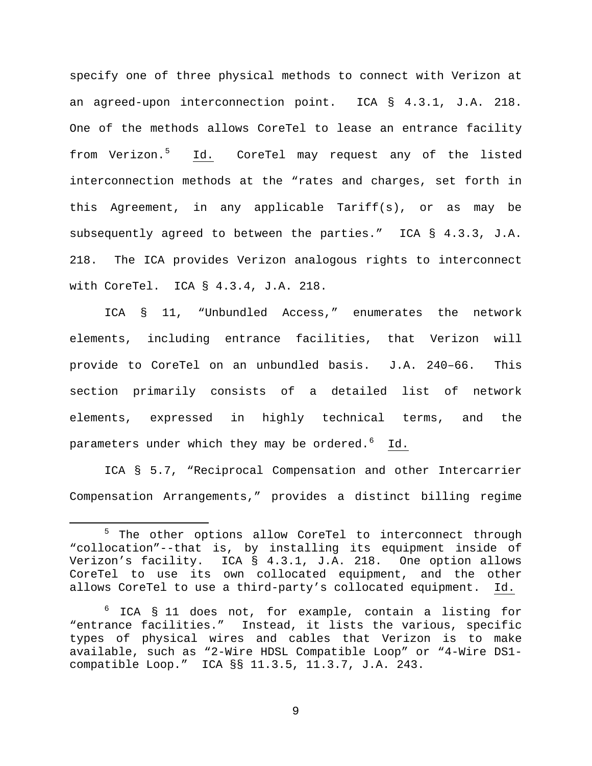specify one of three physical methods to connect with Verizon at an agreed-upon interconnection point. ICA § 4.3.1, J.A. 218. One of the methods allows CoreTel to lease an entrance facility from Verizon.[5] Id. CoreTel may request any of the listed interconnection methods at the "rates and charges, set forth in this Agreement, in any applicable Tariff(s), or as may be subsequently agreed to between the parties." ICA § 4.3.3, J.A. 218. The ICA provides Verizon analogous rights to interconnect with CoreTel. ICA § 4.3.4, J.A. 218.

ICA § 11, "Unbundled Access," enumerates the network elements, including entrance facilities, that Verizon will provide to CoreTel on an unbundled basis. J.A. 240–66. This section primarily consists of a detailed list of network elements, expressed in highly technical terms, and the parameters under which they may be ordered.[6] Id.

ICA § 5.7, "Reciprocal Compensation and other Intercarrier Compensation Arrangements," provides a distinct billing regime

---

[5] The other options allow CoreTel to interconnect through "collocation"--that is, by installing its equipment inside of Verizon's facility. ICA § 4.3.1, J.A. 218. One option allows CoreTel to use its own collocated equipment, and the other allows CoreTel to use a third-party's collocated equipment. Id.

[6] ICA § 11 does not, for example, contain a listing for "entrance facilities." Instead, it lists the various, specific types of physical wires and cables that Verizon is to make available, such as "2-Wire HDSL Compatible Loop" or "4-Wire DS1-compatible Loop." ICA §§ 11.3.5, 11.3.7, J.A. 243.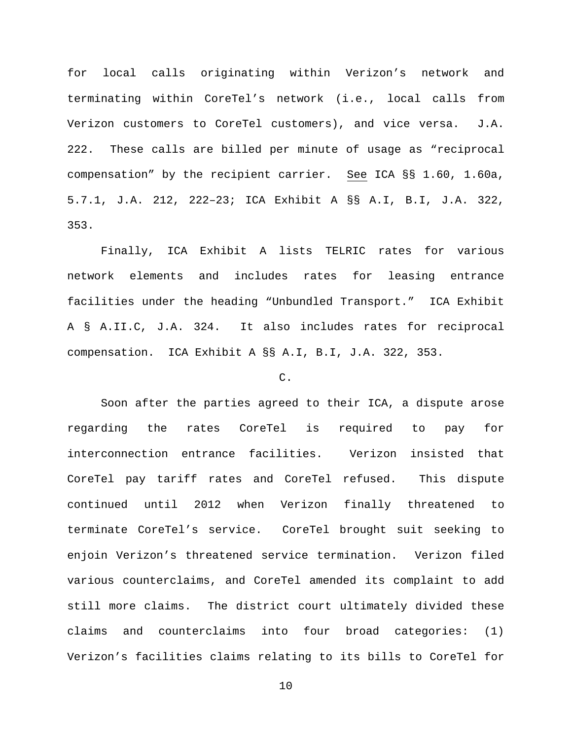for local calls originating within Verizon's network and terminating within CoreTel's network (i.e., local calls from Verizon customers to CoreTel customers), and vice versa. J.A. 222. These calls are billed per minute of usage as "reciprocal compensation" by the recipient carrier. See ICA §§ 1.60, 1.60a, 5.7.1, J.A. 212, 222–23; ICA Exhibit A §§ A.I, B.I, J.A. 322, 353.

Finally, ICA Exhibit A lists TELRIC rates for various network elements and includes rates for leasing entrance facilities under the heading "Unbundled Transport." ICA Exhibit A § A.II.C, J.A. 324. It also includes rates for reciprocal compensation. ICA Exhibit A §§ A.I, B.I, J.A. 322, 353.

C.

Soon after the parties agreed to their ICA, a dispute arose regarding the rates CoreTel is required to pay for interconnection entrance facilities. Verizon insisted that CoreTel pay tariff rates and CoreTel refused. This dispute continued until 2012 when Verizon finally threatened to terminate CoreTel's service. CoreTel brought suit seeking to enjoin Verizon's threatened service termination. Verizon filed various counterclaims, and CoreTel amended its complaint to add still more claims. The district court ultimately divided these claims and counterclaims into four broad categories: (1) Verizon's facilities claims relating to its bills to CoreTel for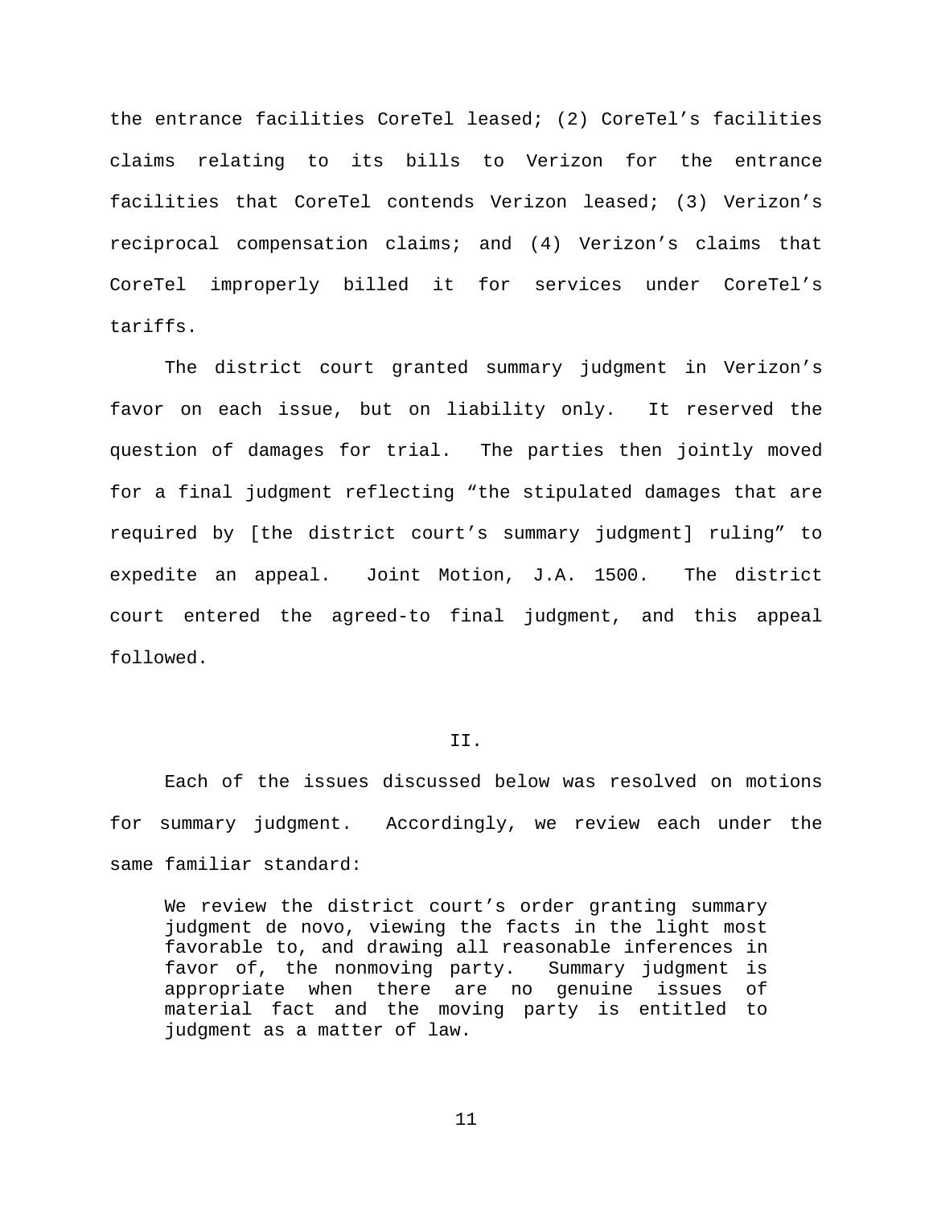the entrance facilities CoreTel leased; (2) CoreTel's facilities claims relating to its bills to Verizon for the entrance facilities that CoreTel contends Verizon leased; (3) Verizon's reciprocal compensation claims; and (4) Verizon's claims that CoreTel improperly billed it for services under CoreTel's tariffs.

The district court granted summary judgment in Verizon's favor on each issue, but on liability only. It reserved the question of damages for trial. The parties then jointly moved for a final judgment reflecting "the stipulated damages that are required by [the district court's summary judgment] ruling" to expedite an appeal. Joint Motion, J.A. 1500. The district court entered the agreed-to final judgment, and this appeal followed.

## II.

Each of the issues discussed below was resolved on motions for summary judgment. Accordingly, we review each under the same familiar standard:

> We review the district court's order granting summary judgment de novo, viewing the facts in the light most favorable to, and drawing all reasonable inferences in favor of, the nonmoving party. Summary judgment is appropriate when there are no genuine issues of material fact and the moving party is entitled to judgment as a matter of law.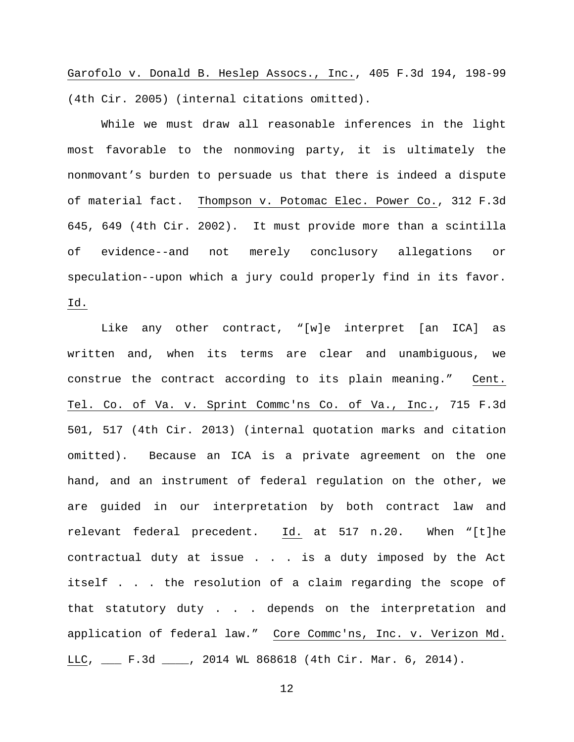Garofolo v. Donald B. Heslep Assocs., Inc., 405 F.3d 194, 198-99 (4th Cir. 2005) (internal citations omitted).

While we must draw all reasonable inferences in the light most favorable to the nonmoving party, it is ultimately the nonmovant's burden to persuade us that there is indeed a dispute of material fact. Thompson v. Potomac Elec. Power Co., 312 F.3d 645, 649 (4th Cir. 2002). It must provide more than a scintilla of evidence--and not merely conclusory allegations or speculation--upon which a jury could properly find in its favor. Id.

Like any other contract, "[w]e interpret [an ICA] as written and, when its terms are clear and unambiguous, we construe the contract according to its plain meaning." Cent. Tel. Co. of Va. v. Sprint Commc'ns Co. of Va., Inc., 715 F.3d 501, 517 (4th Cir. 2013) (internal quotation marks and citation omitted). Because an ICA is a private agreement on the one hand, and an instrument of federal regulation on the other, we are guided in our interpretation by both contract law and relevant federal precedent. Id. at 517 n.20. When "[t]he contractual duty at issue . . . is a duty imposed by the Act itself . . . the resolution of a claim regarding the scope of that statutory duty . . . depends on the interpretation and application of federal law." Core Commc'ns, Inc. v. Verizon Md. LLC, ___ F.3d ____, 2014 WL 868618 (4th Cir. Mar. 6, 2014).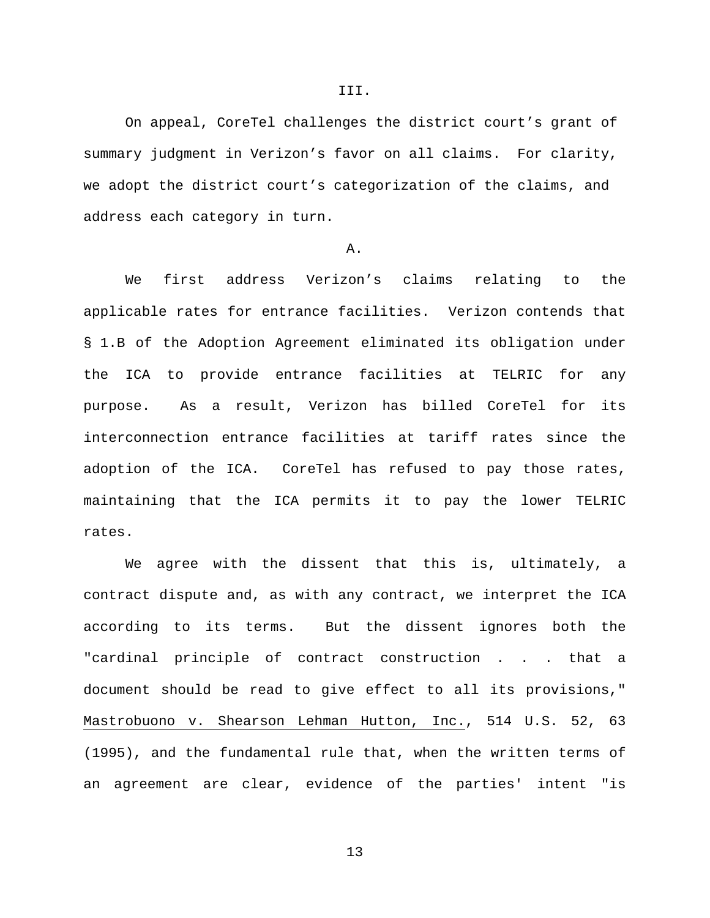III.

On appeal, CoreTel challenges the district court's grant of summary judgment in Verizon's favor on all claims. For clarity, we adopt the district court's categorization of the claims, and address each category in turn.

A.

We first address Verizon's claims relating to the applicable rates for entrance facilities. Verizon contends that § 1.B of the Adoption Agreement eliminated its obligation under the ICA to provide entrance facilities at TELRIC for any purpose. As a result, Verizon has billed CoreTel for its interconnection entrance facilities at tariff rates since the adoption of the ICA. CoreTel has refused to pay those rates, maintaining that the ICA permits it to pay the lower TELRIC rates.

We agree with the dissent that this is, ultimately, a contract dispute and, as with any contract, we interpret the ICA according to its terms. But the dissent ignores both the "cardinal principle of contract construction . . . that a document should be read to give effect to all its provisions," Mastrobuono v. Shearson Lehman Hutton, Inc., 514 U.S. 52, 63 (1995), and the fundamental rule that, when the written terms of an agreement are clear, evidence of the parties' intent "is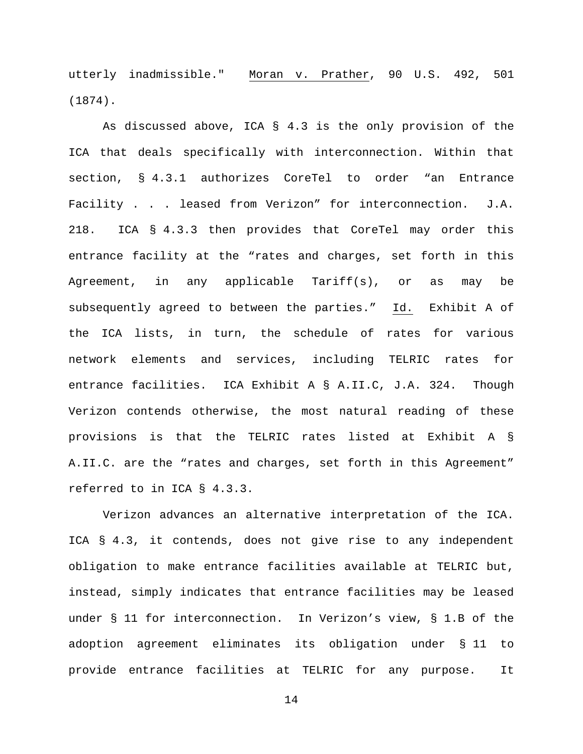utterly inadmissible." Moran v. Prather, 90 U.S. 492, 501 (1874).

As discussed above, ICA § 4.3 is the only provision of the ICA that deals specifically with interconnection. Within that section, § 4.3.1 authorizes CoreTel to order "an Entrance Facility . . . leased from Verizon" for interconnection. J.A. 218. ICA § 4.3.3 then provides that CoreTel may order this entrance facility at the "rates and charges, set forth in this Agreement, in any applicable Tariff(s), or as may be subsequently agreed to between the parties." Id. Exhibit A of the ICA lists, in turn, the schedule of rates for various network elements and services, including TELRIC rates for entrance facilities. ICA Exhibit A § A.II.C, J.A. 324. Though Verizon contends otherwise, the most natural reading of these provisions is that the TELRIC rates listed at Exhibit A § A.II.C. are the "rates and charges, set forth in this Agreement" referred to in ICA § 4.3.3.

Verizon advances an alternative interpretation of the ICA. ICA § 4.3, it contends, does not give rise to any independent obligation to make entrance facilities available at TELRIC but, instead, simply indicates that entrance facilities may be leased under § 11 for interconnection. In Verizon's view, § 1.B of the adoption agreement eliminates its obligation under § 11 to provide entrance facilities at TELRIC for any purpose. It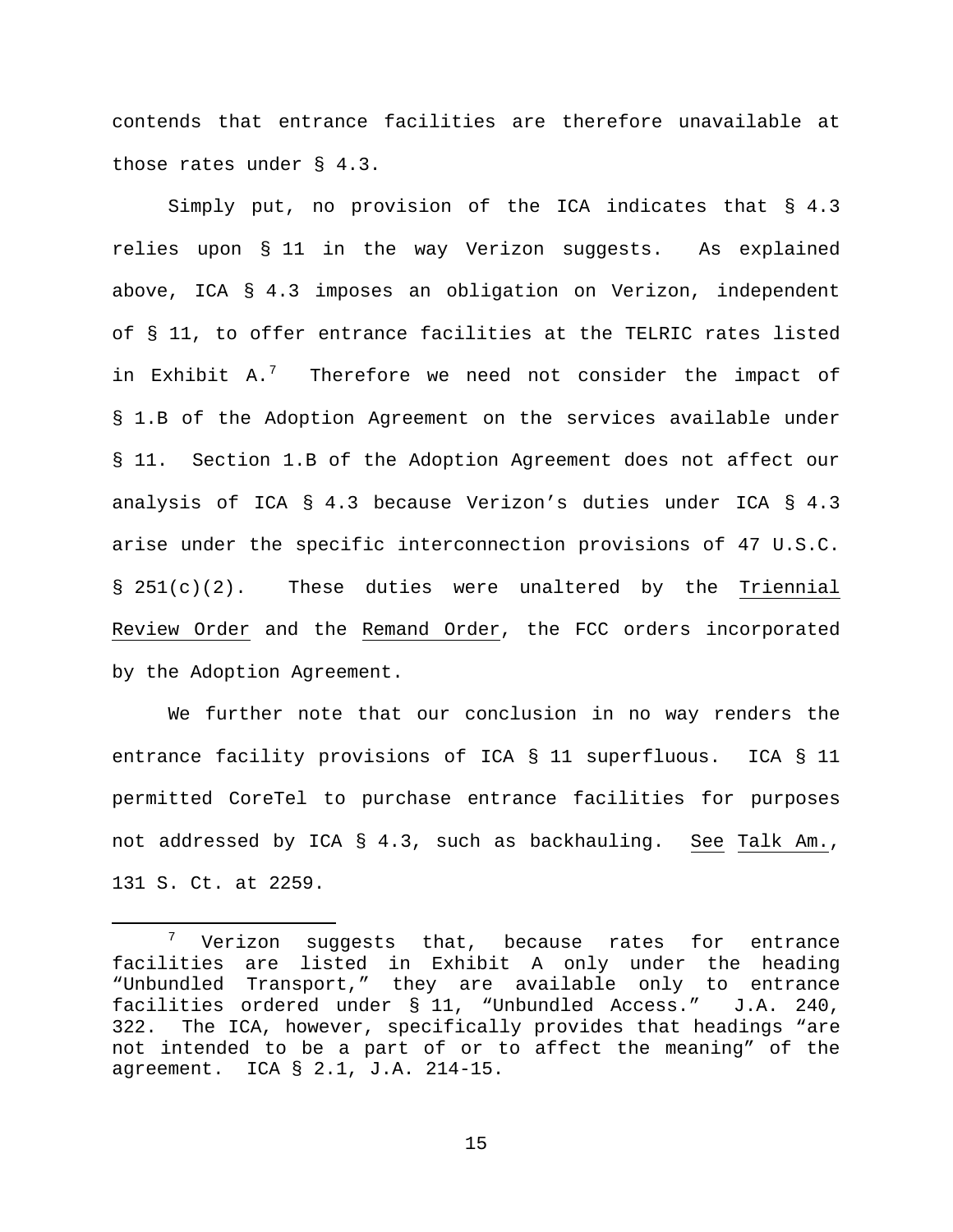contends that entrance facilities are therefore unavailable at those rates under § 4.3.

Simply put, no provision of the ICA indicates that § 4.3 relies upon § 11 in the way Verizon suggests. As explained above, ICA § 4.3 imposes an obligation on Verizon, independent of § 11, to offer entrance facilities at the TELRIC rates listed in Exhibit A.[7] Therefore we need not consider the impact of § 1.B of the Adoption Agreement on the services available under § 11. Section 1.B of the Adoption Agreement does not affect our analysis of ICA § 4.3 because Verizon's duties under ICA § 4.3 arise under the specific interconnection provisions of 47 U.S.C. § 251(c)(2). These duties were unaltered by the Triennial Review Order and the Remand Order, the FCC orders incorporated by the Adoption Agreement.

We further note that our conclusion in no way renders the entrance facility provisions of ICA § 11 superfluous. ICA § 11 permitted CoreTel to purchase entrance facilities for purposes not addressed by ICA § 4.3, such as backhauling. See Talk Am., 131 S. Ct. at 2259.

---

[7] Verizon suggests that, because rates for entrance facilities are listed in Exhibit A only under the heading "Unbundled Transport," they are available only to entrance facilities ordered under § 11, "Unbundled Access." J.A. 240, 322. The ICA, however, specifically provides that headings "are not intended to be a part of or to affect the meaning" of the agreement. ICA § 2.1, J.A. 214-15.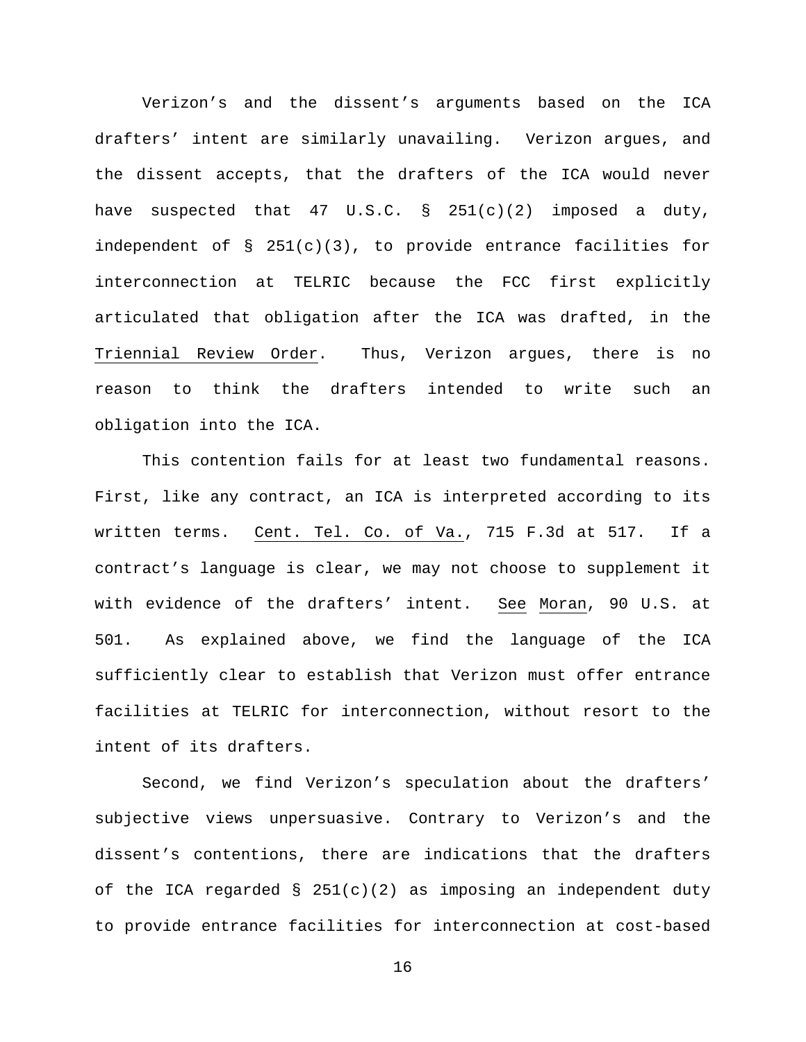Verizon's and the dissent's arguments based on the ICA drafters' intent are similarly unavailing. Verizon argues, and the dissent accepts, that the drafters of the ICA would never have suspected that 47 U.S.C. § 251(c)(2) imposed a duty, independent of § 251(c)(3), to provide entrance facilities for interconnection at TELRIC because the FCC first explicitly articulated that obligation after the ICA was drafted, in the Triennial Review Order. Thus, Verizon argues, there is no reason to think the drafters intended to write such an obligation into the ICA.

This contention fails for at least two fundamental reasons. First, like any contract, an ICA is interpreted according to its written terms. Cent. Tel. Co. of Va., 715 F.3d at 517. If a contract's language is clear, we may not choose to supplement it with evidence of the drafters' intent. See Moran, 90 U.S. at 501. As explained above, we find the language of the ICA sufficiently clear to establish that Verizon must offer entrance facilities at TELRIC for interconnection, without resort to the intent of its drafters.

Second, we find Verizon's speculation about the drafters' subjective views unpersuasive. Contrary to Verizon's and the dissent's contentions, there are indications that the drafters of the ICA regarded § 251(c)(2) as imposing an independent duty to provide entrance facilities for interconnection at cost-based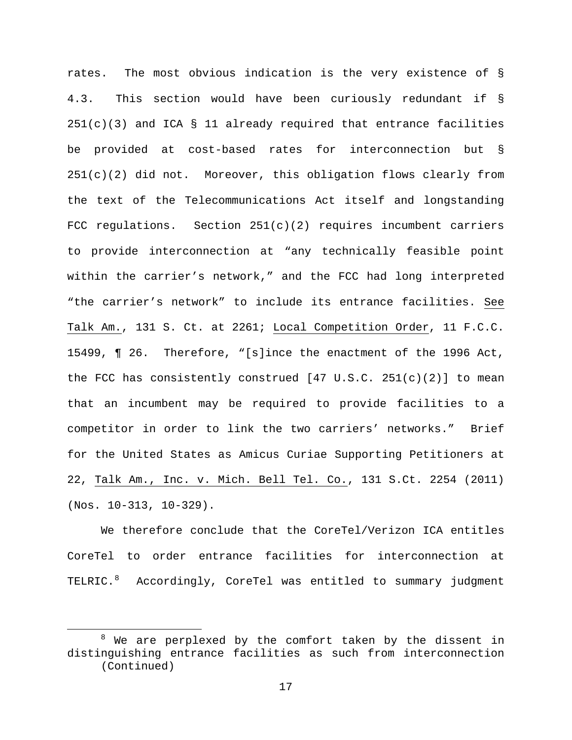rates. The most obvious indication is the very existence of § 4.3. This section would have been curiously redundant if § 251(c)(3) and ICA § 11 already required that entrance facilities be provided at cost-based rates for interconnection but § 251(c)(2) did not. Moreover, this obligation flows clearly from the text of the Telecommunications Act itself and longstanding FCC regulations. Section 251(c)(2) requires incumbent carriers to provide interconnection at "any technically feasible point within the carrier's network," and the FCC had long interpreted "the carrier's network" to include its entrance facilities. See Talk Am., 131 S. Ct. at 2261; Local Competition Order, 11 F.C.C. 15499, ¶ 26. Therefore, "[s]ince the enactment of the 1996 Act, the FCC has consistently construed [47 U.S.C. 251(c)(2)] to mean that an incumbent may be required to provide facilities to a competitor in order to link the two carriers' networks." Brief for the United States as Amicus Curiae Supporting Petitioners at 22, Talk Am., Inc. v. Mich. Bell Tel. Co., 131 S.Ct. 2254 (2011) (Nos. 10-313, 10-329).

We therefore conclude that the CoreTel/Verizon ICA entitles CoreTel to order entrance facilities for interconnection at TELRIC.[8] Accordingly, CoreTel was entitled to summary judgment

[8] We are perplexed by the comfort taken by the dissent in distinguishing entrance facilities as such from interconnection (Continued)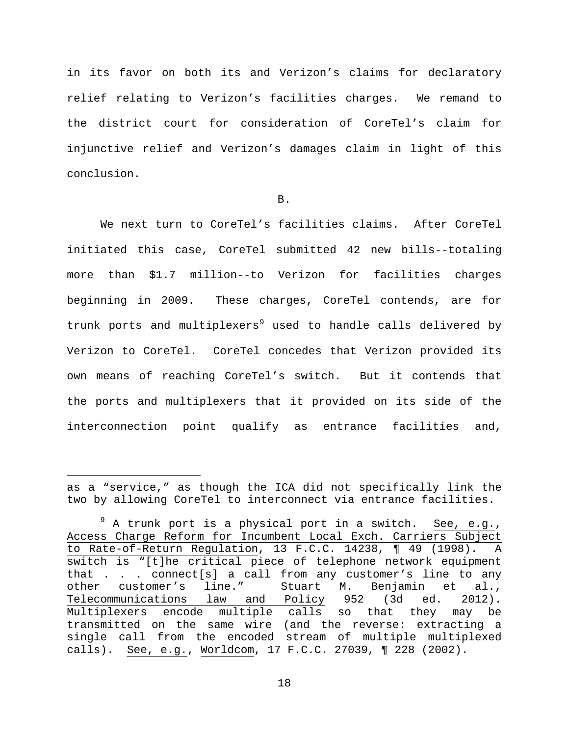in its favor on both its and Verizon's claims for declaratory relief relating to Verizon's facilities charges. We remand to the district court for consideration of CoreTel's claim for injunctive relief and Verizon's damages claim in light of this conclusion.

B.

We next turn to CoreTel's facilities claims. After CoreTel initiated this case, CoreTel submitted 42 new bills--totaling more than $1.7 million--to Verizon for facilities charges beginning in 2009. These charges, CoreTel contends, are for trunk ports and multiplexers[9] used to handle calls delivered by Verizon to CoreTel. CoreTel concedes that Verizon provided its own means of reaching CoreTel's switch. But it contends that the ports and multiplexers that it provided on its side of the interconnection point qualify as entrance facilities and,

---

as a "service," as though the ICA did not specifically link the two by allowing CoreTel to interconnect via entrance facilities.

[9] A trunk port is a physical port in a switch. See, e.g., Access Charge Reform for Incumbent Local Exch. Carriers Subject to Rate-of-Return Regulation, 13 F.C.C. 14238, ¶ 49 (1998). A switch is "[t]he critical piece of telephone network equipment that . . . connect[s] a call from any customer's line to any other customer's line." Stuart M. Benjamin et al., Telecommunications law and Policy 952 (3d ed. 2012). Multiplexers encode multiple calls so that they may be transmitted on the same wire (and the reverse: extracting a single call from the encoded stream of multiple multiplexed calls). See, e.g., Worldcom, 17 F.C.C. 27039, ¶ 228 (2002).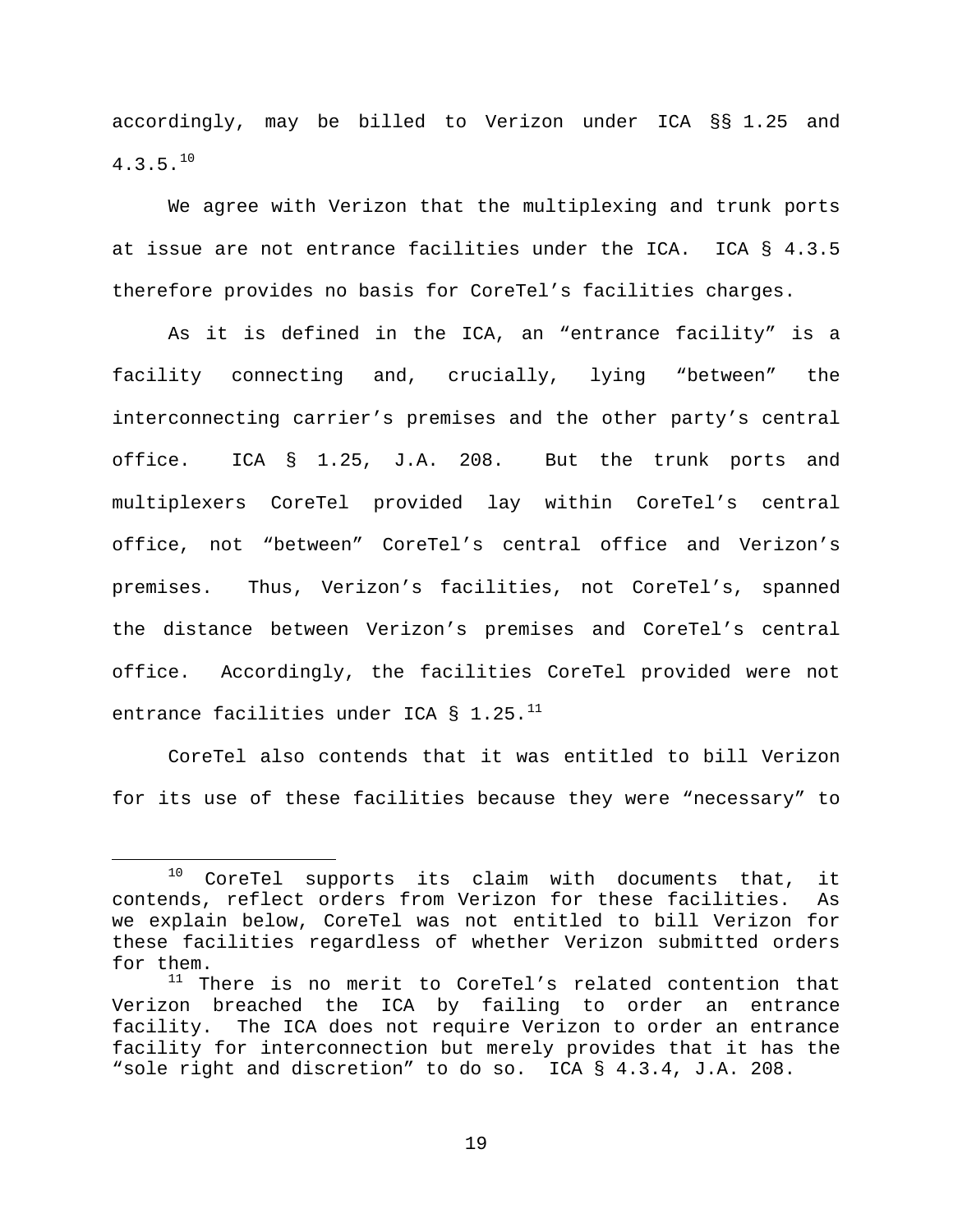accordingly, may be billed to Verizon under ICA §§ 1.25 and 4.3.5.[10]

We agree with Verizon that the multiplexing and trunk ports at issue are not entrance facilities under the ICA. ICA § 4.3.5 therefore provides no basis for CoreTel's facilities charges.

As it is defined in the ICA, an "entrance facility" is a facility connecting and, crucially, lying "between" the interconnecting carrier's premises and the other party's central office. ICA § 1.25, J.A. 208. But the trunk ports and multiplexers CoreTel provided lay within CoreTel's central office, not "between" CoreTel's central office and Verizon's premises. Thus, Verizon's facilities, not CoreTel's, spanned the distance between Verizon's premises and CoreTel's central office. Accordingly, the facilities CoreTel provided were not entrance facilities under ICA § 1.25.[11]

CoreTel also contends that it was entitled to bill Verizon for its use of these facilities because they were "necessary" to

---

[10] CoreTel supports its claim with documents that, it contends, reflect orders from Verizon for these facilities. As we explain below, CoreTel was not entitled to bill Verizon for these facilities regardless of whether Verizon submitted orders for them.

[11] There is no merit to CoreTel's related contention that Verizon breached the ICA by failing to order an entrance facility. The ICA does not require Verizon to order an entrance facility for interconnection but merely provides that it has the "sole right and discretion" to do so. ICA § 4.3.4, J.A. 208.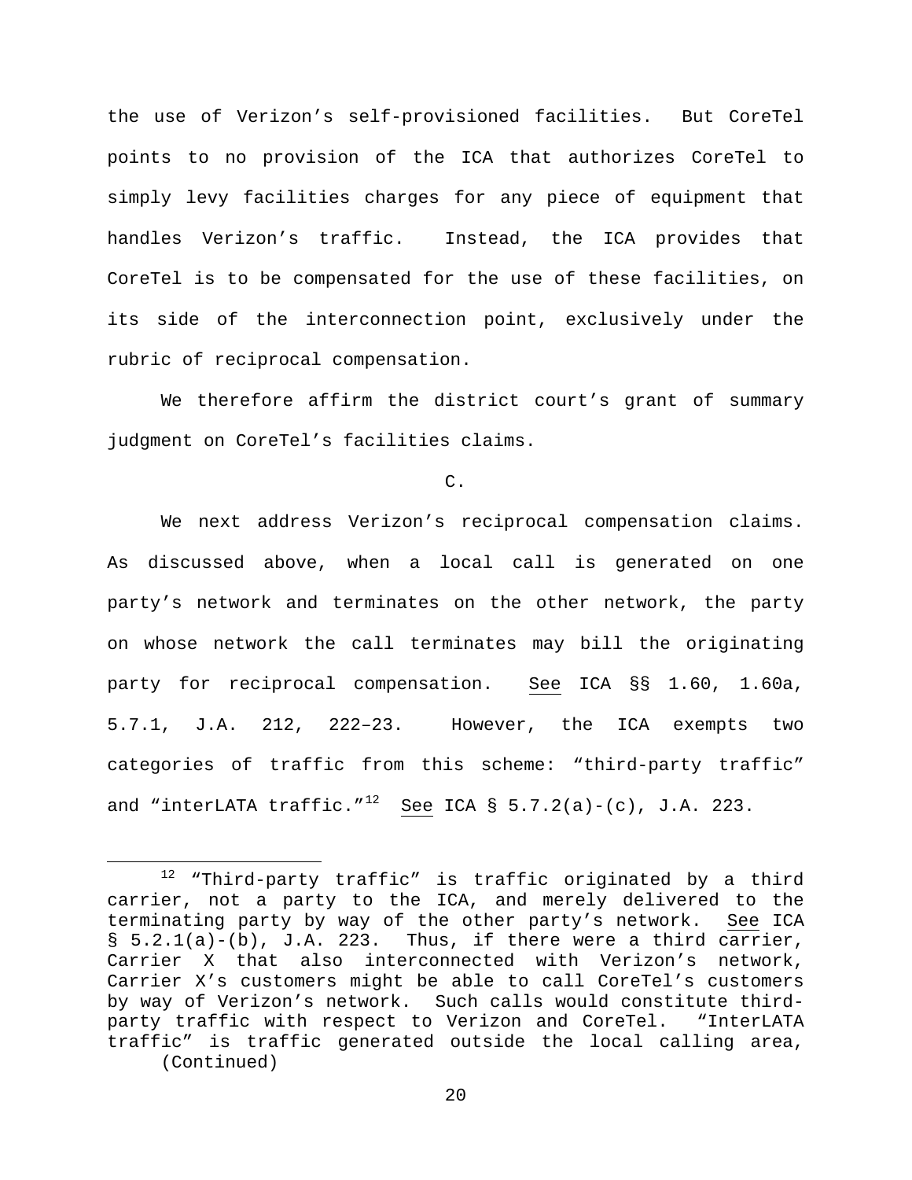the use of Verizon's self-provisioned facilities. But CoreTel points to no provision of the ICA that authorizes CoreTel to simply levy facilities charges for any piece of equipment that handles Verizon's traffic. Instead, the ICA provides that CoreTel is to be compensated for the use of these facilities, on its side of the interconnection point, exclusively under the rubric of reciprocal compensation.

We therefore affirm the district court's grant of summary judgment on CoreTel's facilities claims.

C.

We next address Verizon's reciprocal compensation claims. As discussed above, when a local call is generated on one party's network and terminates on the other network, the party on whose network the call terminates may bill the originating party for reciprocal compensation. See ICA §§ 1.60, 1.60a, 5.7.1, J.A. 212, 222–23. However, the ICA exempts two categories of traffic from this scheme: "third-party traffic" and "interLATA traffic."[12] See ICA § 5.7.2(a)-(c), J.A. 223.

[12] "Third-party traffic" is traffic originated by a third carrier, not a party to the ICA, and merely delivered to the terminating party by way of the other party's network. See ICA § 5.2.1(a)-(b), J.A. 223. Thus, if there were a third carrier, Carrier X that also interconnected with Verizon's network, Carrier X's customers might be able to call CoreTel's customers by way of Verizon's network. Such calls would constitute third-party traffic with respect to Verizon and CoreTel. "InterLATA traffic" is traffic generated outside the local calling area,
(Continued)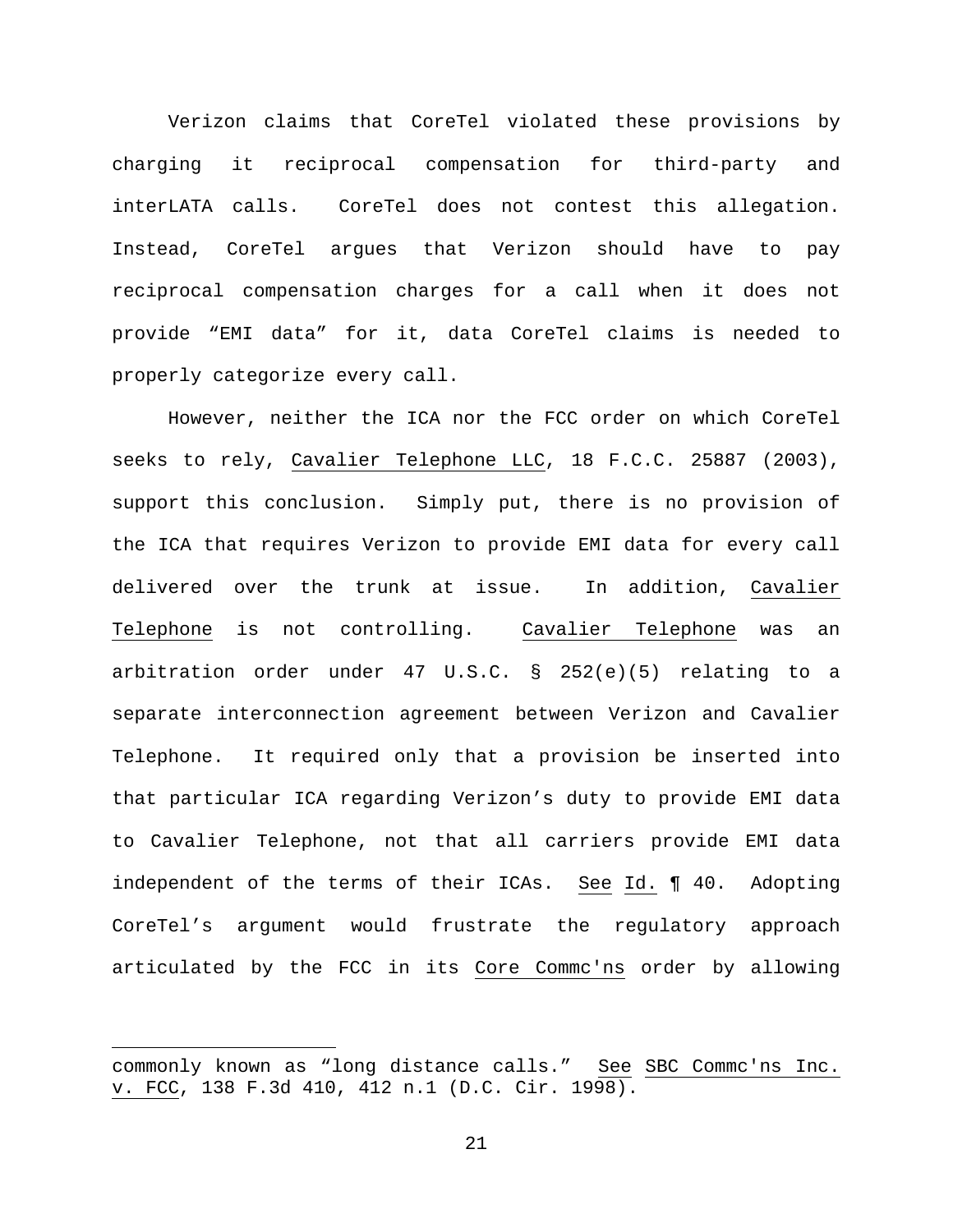Verizon claims that CoreTel violated these provisions by charging it reciprocal compensation for third-party and interLATA calls. CoreTel does not contest this allegation. Instead, CoreTel argues that Verizon should have to pay reciprocal compensation charges for a call when it does not provide "EMI data" for it, data CoreTel claims is needed to properly categorize every call.

However, neither the ICA nor the FCC order on which CoreTel seeks to rely, Cavalier Telephone LLC, 18 F.C.C. 25887 (2003), support this conclusion. Simply put, there is no provision of the ICA that requires Verizon to provide EMI data for every call delivered over the trunk at issue. In addition, Cavalier Telephone is not controlling. Cavalier Telephone was an arbitration order under 47 U.S.C. § 252(e)(5) relating to a separate interconnection agreement between Verizon and Cavalier Telephone. It required only that a provision be inserted into that particular ICA regarding Verizon's duty to provide EMI data to Cavalier Telephone, not that all carriers provide EMI data independent of the terms of their ICAs. See Id. ¶ 40. Adopting CoreTel's argument would frustrate the regulatory approach articulated by the FCC in its Core Commc'ns order by allowing

---

commonly known as "long distance calls." See SBC Commc'ns Inc. v. FCC, 138 F.3d 410, 412 n.1 (D.C. Cir. 1998).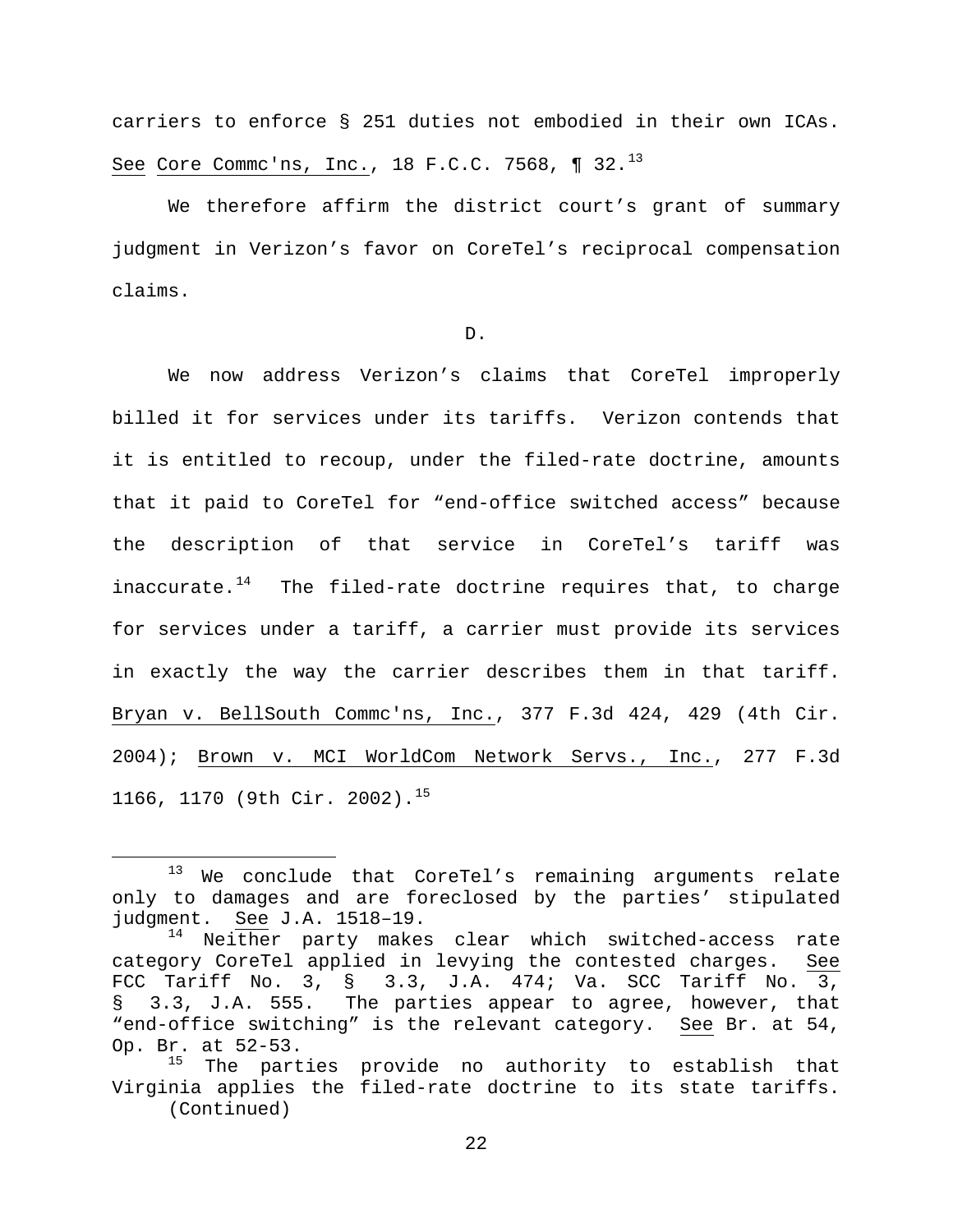carriers to enforce § 251 duties not embodied in their own ICAs. See Core Commc'ns, Inc., 18 F.C.C. 7568, ¶ 32.[13]

We therefore affirm the district court's grant of summary judgment in Verizon's favor on CoreTel's reciprocal compensation claims.

D.

We now address Verizon's claims that CoreTel improperly billed it for services under its tariffs. Verizon contends that it is entitled to recoup, under the filed-rate doctrine, amounts that it paid to CoreTel for "end-office switched access" because the description of that service in CoreTel's tariff was inaccurate.[14] The filed-rate doctrine requires that, to charge for services under a tariff, a carrier must provide its services in exactly the way the carrier describes them in that tariff. Bryan v. BellSouth Commc'ns, Inc., 377 F.3d 424, 429 (4th Cir. 2004); Brown v. MCI WorldCom Network Servs., Inc., 277 F.3d 1166, 1170 (9th Cir. 2002).[15]

---

[13] We conclude that CoreTel's remaining arguments relate only to damages and are foreclosed by the parties' stipulated judgment. See J.A. 1518–19.

[14] Neither party makes clear which switched-access rate category CoreTel applied in levying the contested charges. See FCC Tariff No. 3, § 3.3, J.A. 474; Va. SCC Tariff No. 3, § 3.3, J.A. 555. The parties appear to agree, however, that "end-office switching" is the relevant category. See Br. at 54, Op. Br. at 52-53.

[15] The parties provide no authority to establish that Virginia applies the filed-rate doctrine to its state tariffs.

(Continued)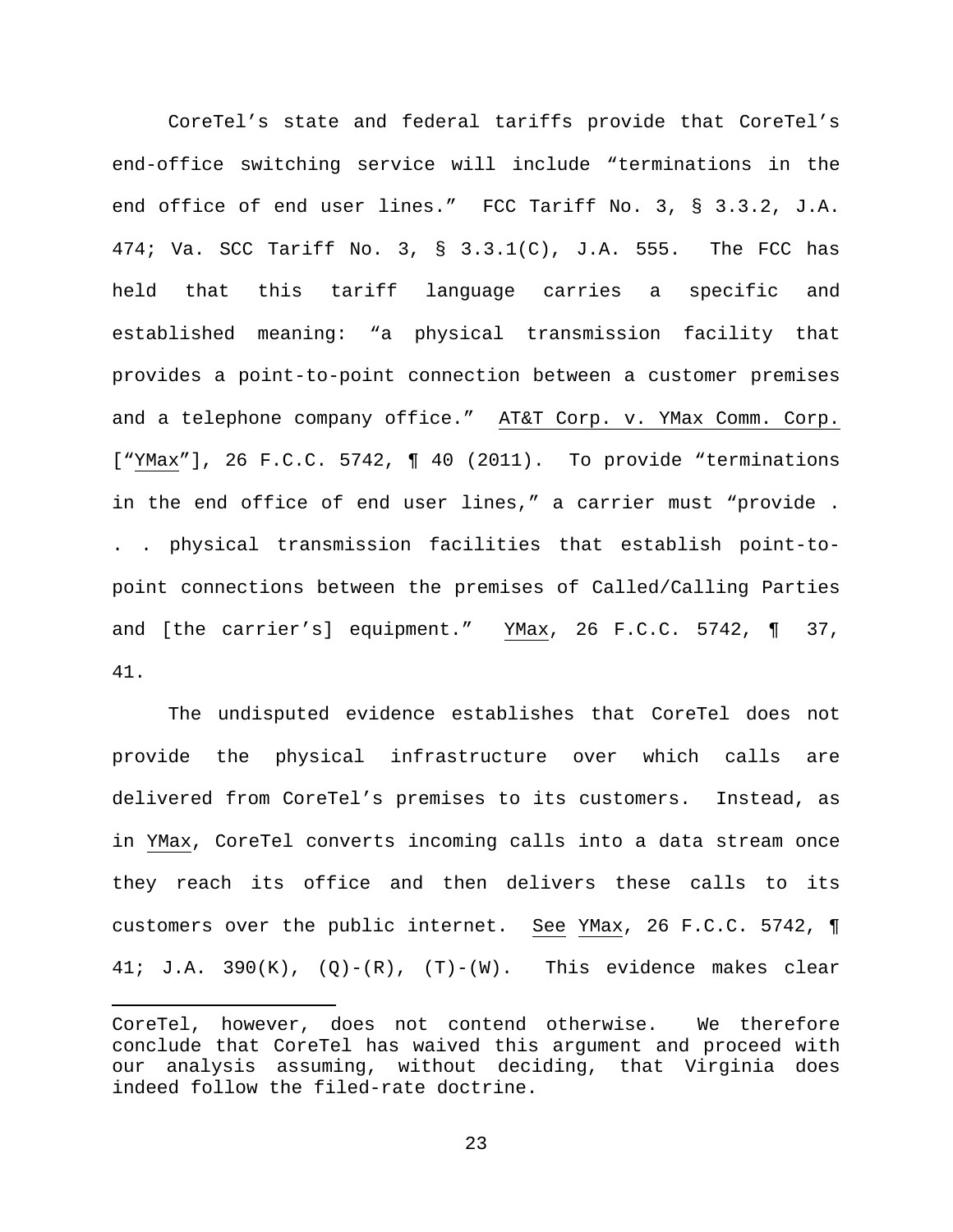CoreTel's state and federal tariffs provide that CoreTel's end-office switching service will include "terminations in the end office of end user lines." FCC Tariff No. 3, § 3.3.2, J.A. 474; Va. SCC Tariff No. 3, § 3.3.1(C), J.A. 555. The FCC has held that this tariff language carries a specific and established meaning: "a physical transmission facility that provides a point-to-point connection between a customer premises and a telephone company office." AT&T Corp. v. YMax Comm. Corp. ["YMax"], 26 F.C.C. 5742, ¶ 40 (2011). To provide "terminations in the end office of end user lines," a carrier must "provide . . . physical transmission facilities that establish point-to-point connections between the premises of Called/Calling Parties and [the carrier's] equipment." YMax, 26 F.C.C. 5742, ¶ 37, 41.

The undisputed evidence establishes that CoreTel does not provide the physical infrastructure over which calls are delivered from CoreTel's premises to its customers. Instead, as in YMax, CoreTel converts incoming calls into a data stream once they reach its office and then delivers these calls to its customers over the public internet. See YMax, 26 F.C.C. 5742, ¶ 41; J.A. 390(K), (Q)-(R), (T)-(W). This evidence makes clear

---

CoreTel, however, does not contend otherwise. We therefore conclude that CoreTel has waived this argument and proceed with our analysis assuming, without deciding, that Virginia does indeed follow the filed-rate doctrine.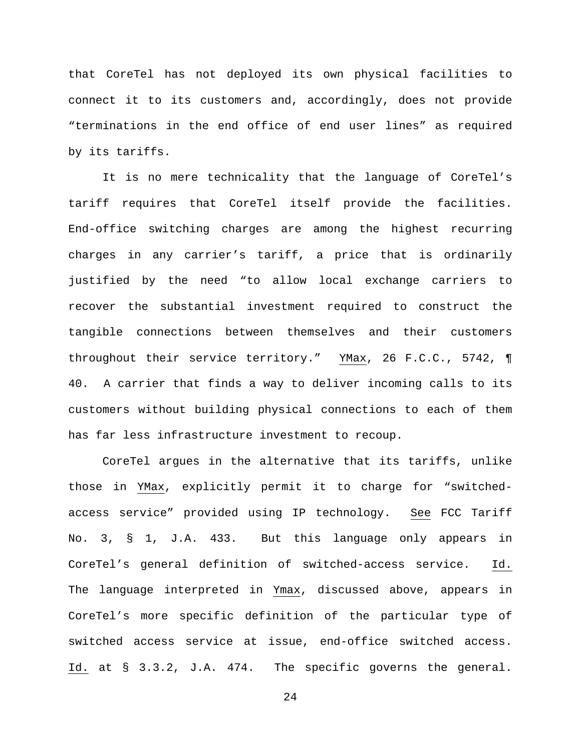that CoreTel has not deployed its own physical facilities to connect it to its customers and, accordingly, does not provide "terminations in the end office of end user lines" as required by its tariffs.

It is no mere technicality that the language of CoreTel's tariff requires that CoreTel itself provide the facilities. End-office switching charges are among the highest recurring charges in any carrier's tariff, a price that is ordinarily justified by the need "to allow local exchange carriers to recover the substantial investment required to construct the tangible connections between themselves and their customers throughout their service territory." YMax, 26 F.C.C., 5742, ¶ 40. A carrier that finds a way to deliver incoming calls to its customers without building physical connections to each of them has far less infrastructure investment to recoup.

CoreTel argues in the alternative that its tariffs, unlike those in YMax, explicitly permit it to charge for "switched-access service" provided using IP technology. See FCC Tariff No. 3, § 1, J.A. 433. But this language only appears in CoreTel's general definition of switched-access service. Id. The language interpreted in Ymax, discussed above, appears in CoreTel's more specific definition of the particular type of switched access service at issue, end-office switched access. Id. at § 3.3.2, J.A. 474. The specific governs the general.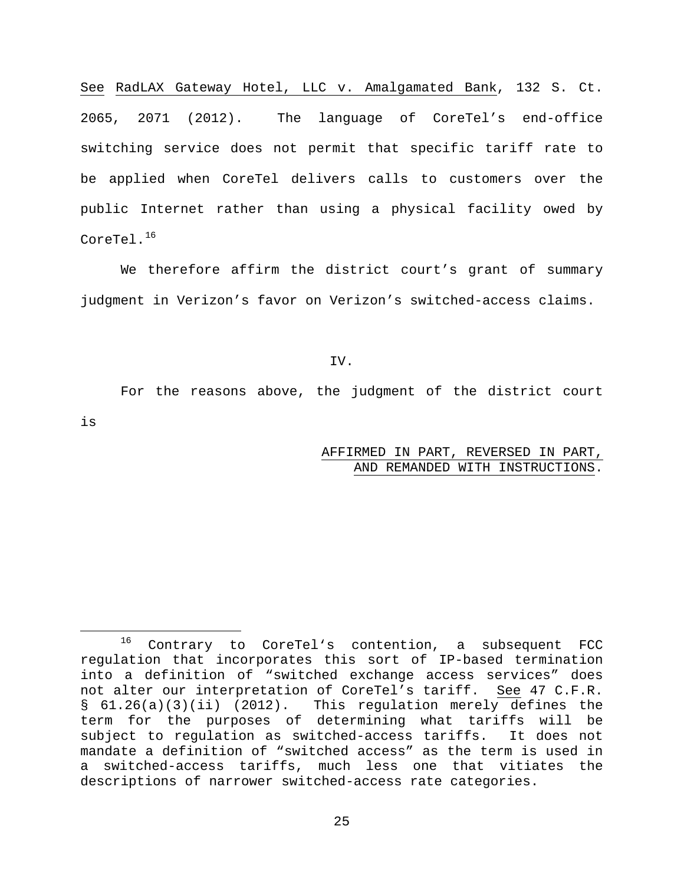See RadLAX Gateway Hotel, LLC v. Amalgamated Bank, 132 S. Ct. 2065, 2071 (2012). The language of CoreTel's end-office switching service does not permit that specific tariff rate to be applied when CoreTel delivers calls to customers over the public Internet rather than using a physical facility owed by CoreTel.[16]

We therefore affirm the district court's grant of summary judgment in Verizon's favor on Verizon's switched-access claims.

IV.

For the reasons above, the judgment of the district court is

AFFIRMED IN PART, REVERSED IN PART, AND REMANDED WITH INSTRUCTIONS.

[16] Contrary to CoreTel's contention, a subsequent FCC regulation that incorporates this sort of IP-based termination into a definition of "switched exchange access services" does not alter our interpretation of CoreTel's tariff. See 47 C.F.R. § 61.26(a)(3)(ii) (2012). This regulation merely defines the term for the purposes of determining what tariffs will be subject to regulation as switched-access tariffs. It does not mandate a definition of "switched access" as the term is used in a switched-access tariffs, much less one that vitiates the descriptions of narrower switched-access rate categories.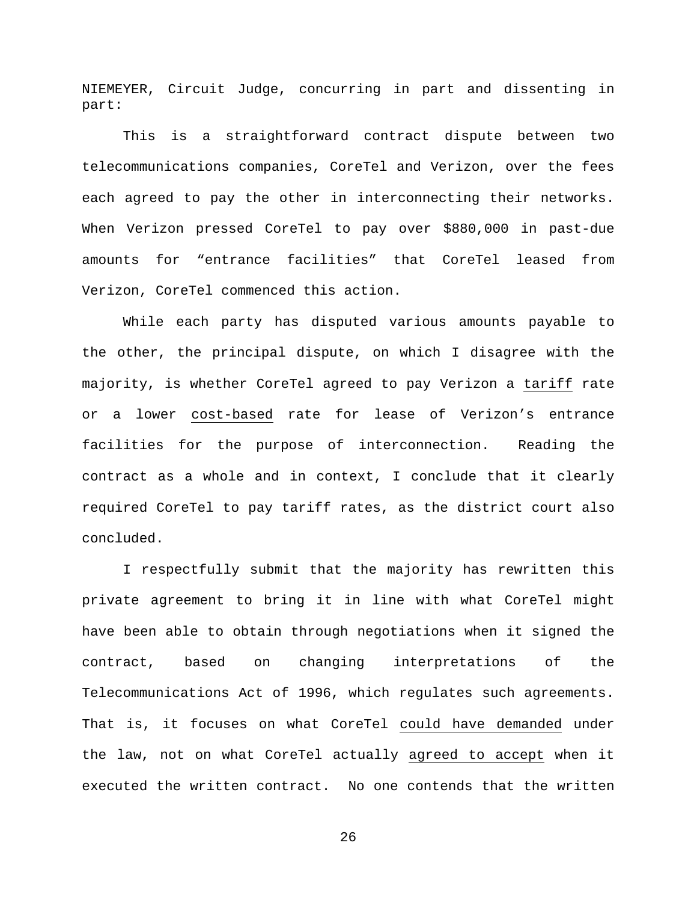NIEMEYER, Circuit Judge, concurring in part and dissenting in part:

This is a straightforward contract dispute between two telecommunications companies, CoreTel and Verizon, over the fees each agreed to pay the other in interconnecting their networks. When Verizon pressed CoreTel to pay over $880,000 in past-due amounts for "entrance facilities" that CoreTel leased from Verizon, CoreTel commenced this action.

While each party has disputed various amounts payable to the other, the principal dispute, on which I disagree with the majority, is whether CoreTel agreed to pay Verizon a <u>tariff</u> rate or a lower <u>cost-based</u> rate for lease of Verizon's entrance facilities for the purpose of interconnection. Reading the contract as a whole and in context, I conclude that it clearly required CoreTel to pay tariff rates, as the district court also concluded.

I respectfully submit that the majority has rewritten this private agreement to bring it in line with what CoreTel might have been able to obtain through negotiations when it signed the contract, based on changing interpretations of the Telecommunications Act of 1996, which regulates such agreements. That is, it focuses on what CoreTel <u>could have demanded</u> under the law, not on what CoreTel actually <u>agreed to accept</u> when it executed the written contract. No one contends that the written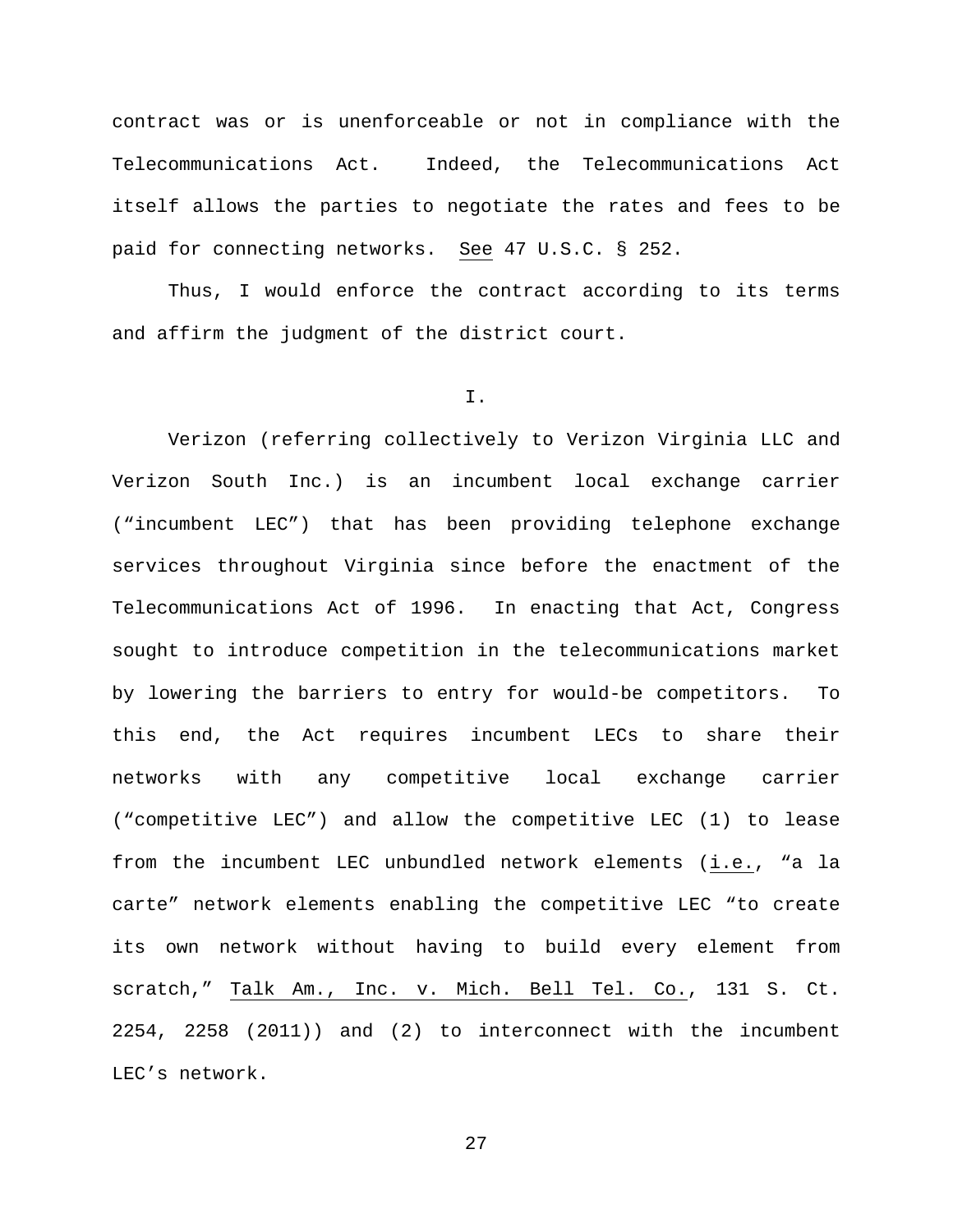contract was or is unenforceable or not in compliance with the Telecommunications Act. Indeed, the Telecommunications Act itself allows the parties to negotiate the rates and fees to be paid for connecting networks. See 47 U.S.C. § 252.

Thus, I would enforce the contract according to its terms and affirm the judgment of the district court.

I.

Verizon (referring collectively to Verizon Virginia LLC and Verizon South Inc.) is an incumbent local exchange carrier ("incumbent LEC") that has been providing telephone exchange services throughout Virginia since before the enactment of the Telecommunications Act of 1996. In enacting that Act, Congress sought to introduce competition in the telecommunications market by lowering the barriers to entry for would-be competitors. To this end, the Act requires incumbent LECs to share their networks with any competitive local exchange carrier ("competitive LEC") and allow the competitive LEC (1) to lease from the incumbent LEC unbundled network elements (i.e., "a la carte" network elements enabling the competitive LEC "to create its own network without having to build every element from scratch," Talk Am., Inc. v. Mich. Bell Tel. Co., 131 S. Ct. 2254, 2258 (2011)) and (2) to interconnect with the incumbent LEC's network.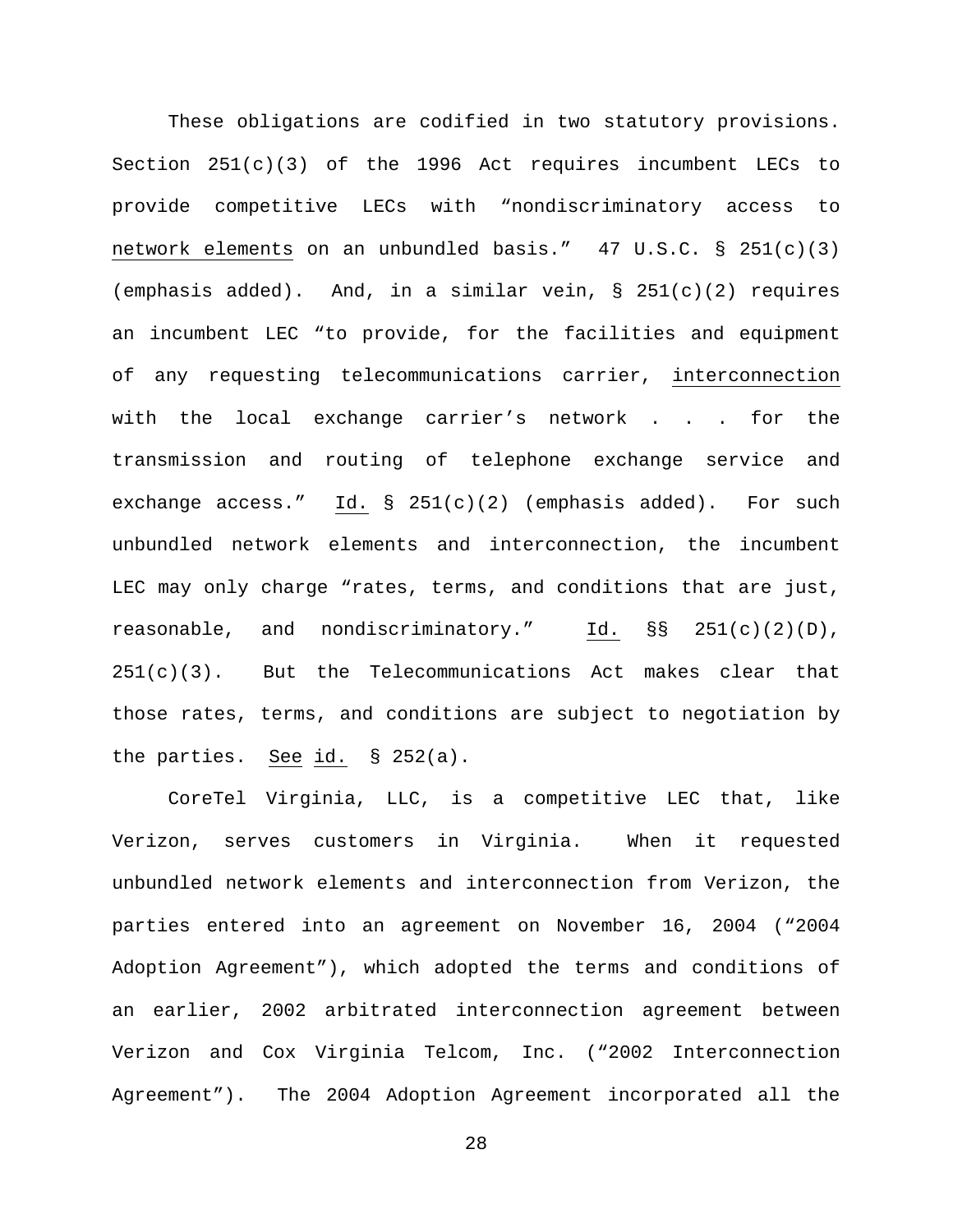These obligations are codified in two statutory provisions. Section 251(c)(3) of the 1996 Act requires incumbent LECs to provide competitive LECs with "nondiscriminatory access to network elements on an unbundled basis." 47 U.S.C. § 251(c)(3) (emphasis added). And, in a similar vein, § 251(c)(2) requires an incumbent LEC "to provide, for the facilities and equipment of any requesting telecommunications carrier, interconnection with the local exchange carrier's network . . . for the transmission and routing of telephone exchange service and exchange access." Id. § 251(c)(2) (emphasis added). For such unbundled network elements and interconnection, the incumbent LEC may only charge "rates, terms, and conditions that are just, reasonable, and nondiscriminatory." Id. §§ 251(c)(2)(D), 251(c)(3). But the Telecommunications Act makes clear that those rates, terms, and conditions are subject to negotiation by the parties. See id. § 252(a).

CoreTel Virginia, LLC, is a competitive LEC that, like Verizon, serves customers in Virginia. When it requested unbundled network elements and interconnection from Verizon, the parties entered into an agreement on November 16, 2004 ("2004 Adoption Agreement"), which adopted the terms and conditions of an earlier, 2002 arbitrated interconnection agreement between Verizon and Cox Virginia Telcom, Inc. ("2002 Interconnection Agreement"). The 2004 Adoption Agreement incorporated all the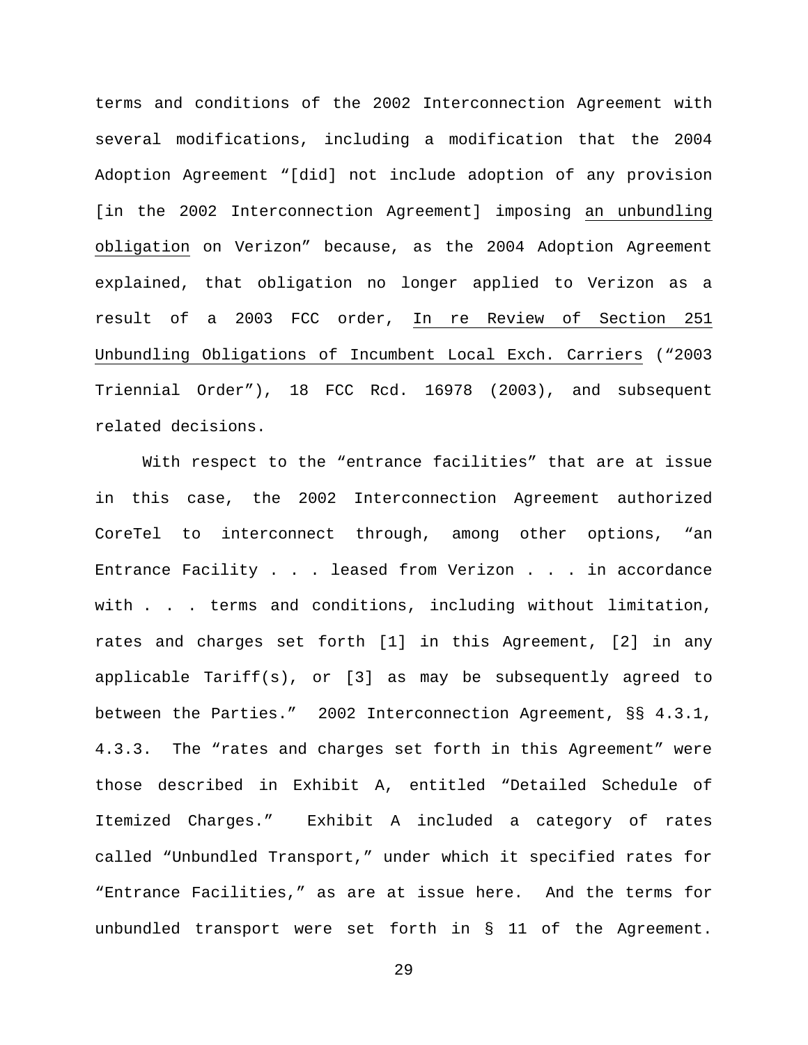terms and conditions of the 2002 Interconnection Agreement with several modifications, including a modification that the 2004 Adoption Agreement "[did] not include adoption of any provision [in the 2002 Interconnection Agreement] imposing an unbundling obligation on Verizon" because, as the 2004 Adoption Agreement explained, that obligation no longer applied to Verizon as a result of a 2003 FCC order, In re Review of Section 251 Unbundling Obligations of Incumbent Local Exch. Carriers ("2003 Triennial Order"), 18 FCC Rcd. 16978 (2003), and subsequent related decisions.

With respect to the "entrance facilities" that are at issue in this case, the 2002 Interconnection Agreement authorized CoreTel to interconnect through, among other options, "an Entrance Facility . . . leased from Verizon . . . in accordance with . . . terms and conditions, including without limitation, rates and charges set forth [1] in this Agreement, [2] in any applicable Tariff(s), or [3] as may be subsequently agreed to between the Parties." 2002 Interconnection Agreement, §§ 4.3.1, 4.3.3. The "rates and charges set forth in this Agreement" were those described in Exhibit A, entitled "Detailed Schedule of Itemized Charges." Exhibit A included a category of rates called "Unbundled Transport," under which it specified rates for "Entrance Facilities," as are at issue here. And the terms for unbundled transport were set forth in § 11 of the Agreement.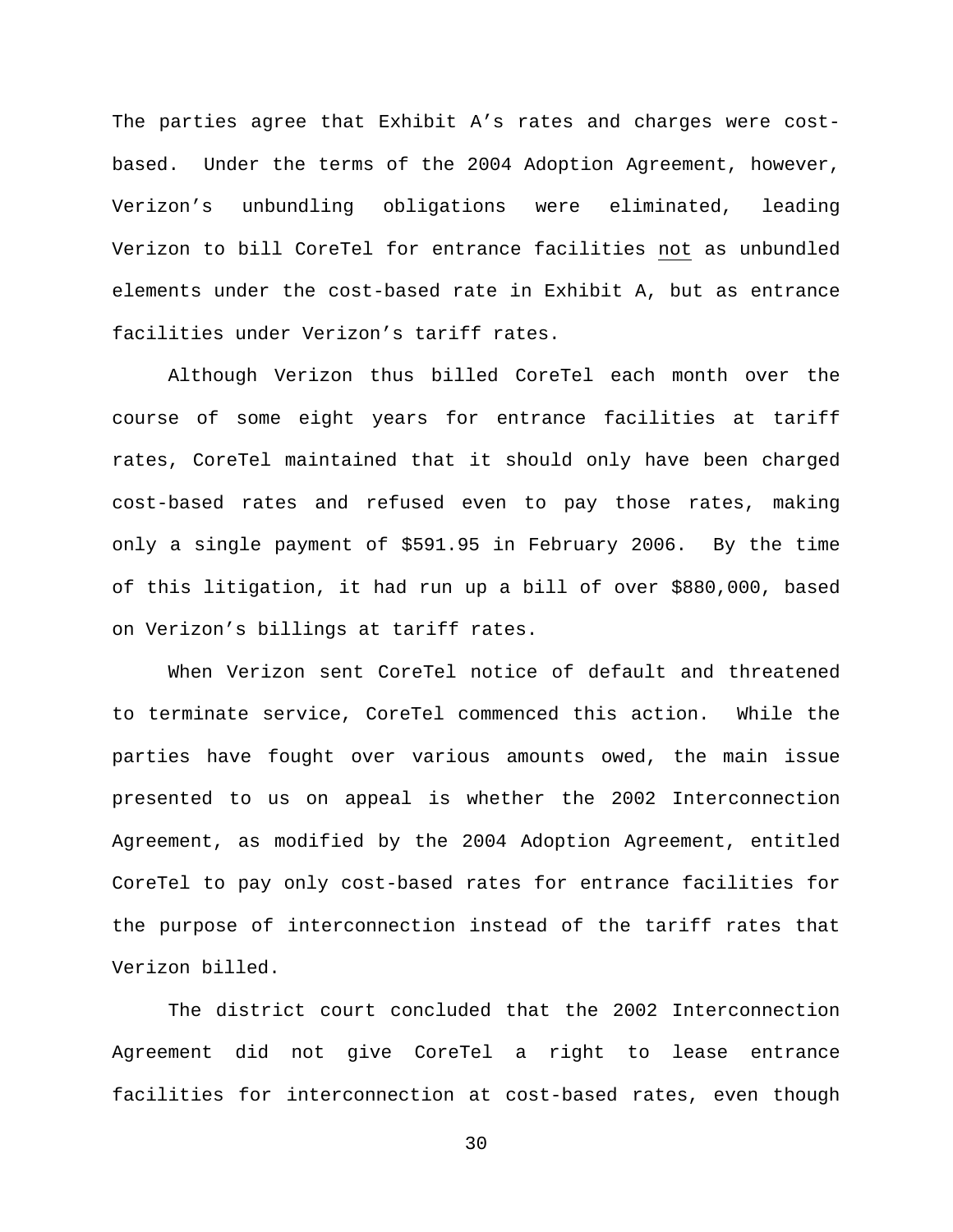The parties agree that Exhibit A’s rates and charges were cost-based. Under the terms of the 2004 Adoption Agreement, however, Verizon’s unbundling obligations were eliminated, leading Verizon to bill CoreTel for entrance facilities <u>not</u> as unbundled elements under the cost-based rate in Exhibit A, but as entrance facilities under Verizon’s tariff rates.

Although Verizon thus billed CoreTel each month over the course of some eight years for entrance facilities at tariff rates, CoreTel maintained that it should only have been charged cost-based rates and refused even to pay those rates, making only a single payment of $591.95 in February 2006. By the time of this litigation, it had run up a bill of over $880,000, based on Verizon’s billings at tariff rates.

When Verizon sent CoreTel notice of default and threatened to terminate service, CoreTel commenced this action. While the parties have fought over various amounts owed, the main issue presented to us on appeal is whether the 2002 Interconnection Agreement, as modified by the 2004 Adoption Agreement, entitled CoreTel to pay only cost-based rates for entrance facilities for the purpose of interconnection instead of the tariff rates that Verizon billed.

The district court concluded that the 2002 Interconnection Agreement did not give CoreTel a right to lease entrance facilities for interconnection at cost-based rates, even though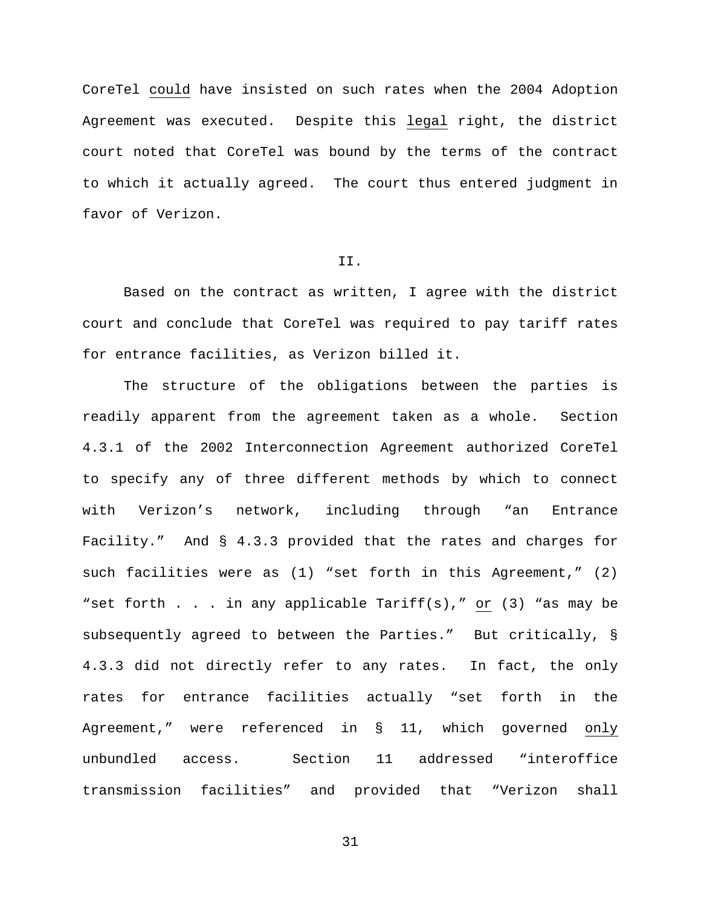CoreTel could have insisted on such rates when the 2004 Adoption Agreement was executed. Despite this legal right, the district court noted that CoreTel was bound by the terms of the contract to which it actually agreed. The court thus entered judgment in favor of Verizon.

## II.

Based on the contract as written, I agree with the district court and conclude that CoreTel was required to pay tariff rates for entrance facilities, as Verizon billed it.

The structure of the obligations between the parties is readily apparent from the agreement taken as a whole. Section 4.3.1 of the 2002 Interconnection Agreement authorized CoreTel to specify any of three different methods by which to connect with Verizon's network, including through "an Entrance Facility." And § 4.3.3 provided that the rates and charges for such facilities were as (1) "set forth in this Agreement," (2) "set forth . . . in any applicable Tariff(s)," or (3) "as may be subsequently agreed to between the Parties." But critically, § 4.3.3 did not directly refer to any rates. In fact, the only rates for entrance facilities actually "set forth in the Agreement," were referenced in § 11, which governed only unbundled access. Section 11 addressed "interoffice transmission facilities" and provided that "Verizon shall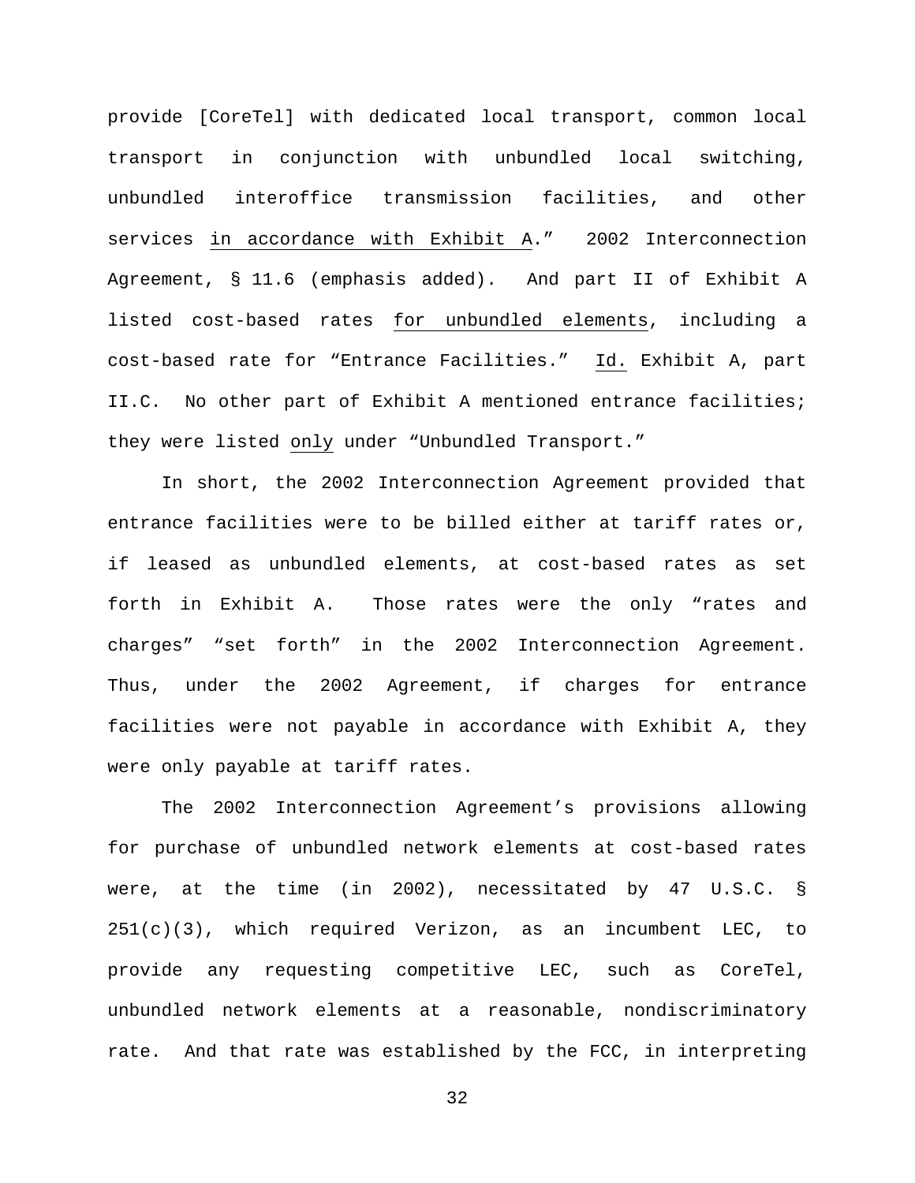provide [CoreTel] with dedicated local transport, common local transport in conjunction with unbundled local switching, unbundled interoffice transmission facilities, and other services <u>in accordance with Exhibit A</u>." 2002 Interconnection Agreement, § 11.6 (emphasis added). And part II of Exhibit A listed cost-based rates <u>for unbundled elements</u>, including a cost-based rate for "Entrance Facilities." <u>Id.</u> Exhibit A, part II.C. No other part of Exhibit A mentioned entrance facilities; they were listed <u>only</u> under "Unbundled Transport."

In short, the 2002 Interconnection Agreement provided that entrance facilities were to be billed either at tariff rates or, if leased as unbundled elements, at cost-based rates as set forth in Exhibit A. Those rates were the only "rates and charges" "set forth" in the 2002 Interconnection Agreement. Thus, under the 2002 Agreement, if charges for entrance facilities were not payable in accordance with Exhibit A, they were only payable at tariff rates.

The 2002 Interconnection Agreement's provisions allowing for purchase of unbundled network elements at cost-based rates were, at the time (in 2002), necessitated by 47 U.S.C. § 251(c)(3), which required Verizon, as an incumbent LEC, to provide any requesting competitive LEC, such as CoreTel, unbundled network elements at a reasonable, nondiscriminatory rate. And that rate was established by the FCC, in interpreting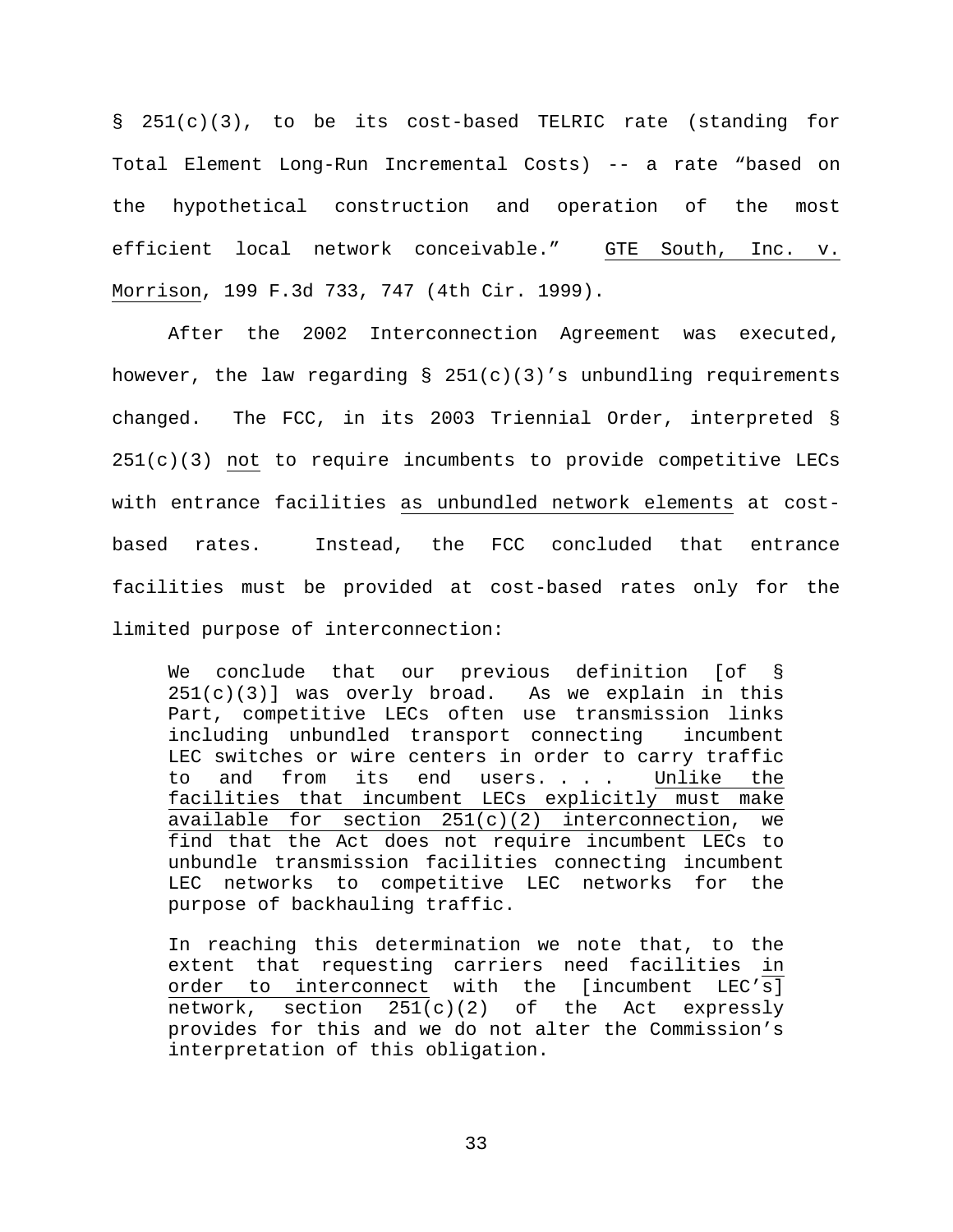§ 251(c)(3), to be its cost-based TELRIC rate (standing for Total Element Long-Run Incremental Costs) -- a rate "based on the hypothetical construction and operation of the most efficient local network conceivable." GTE South, Inc. v. Morrison, 199 F.3d 733, 747 (4th Cir. 1999).

After the 2002 Interconnection Agreement was executed, however, the law regarding § 251(c)(3)'s unbundling requirements changed. The FCC, in its 2003 Triennial Order, interpreted § 251(c)(3) not to require incumbents to provide competitive LECs with entrance facilities as unbundled network elements at cost-based rates. Instead, the FCC concluded that entrance facilities must be provided at cost-based rates only for the limited purpose of interconnection:

> We conclude that our previous definition [of § 251(c)(3)] was overly broad. As we explain in this Part, competitive LECs often use transmission links including unbundled transport connecting incumbent LEC switches or wire centers in order to carry traffic to and from its end users. . . . Unlike the facilities that incumbent LECs explicitly must make available for section 251(c)(2) interconnection, we find that the Act does not require incumbent LECs to unbundle transmission facilities connecting incumbent LEC networks to competitive LEC networks for the purpose of backhauling traffic.
>
> In reaching this determination we note that, to the extent that requesting carriers need facilities in order to interconnect with the [incumbent LEC's] network, section 251(c)(2) of the Act expressly provides for this and we do not alter the Commission's interpretation of this obligation.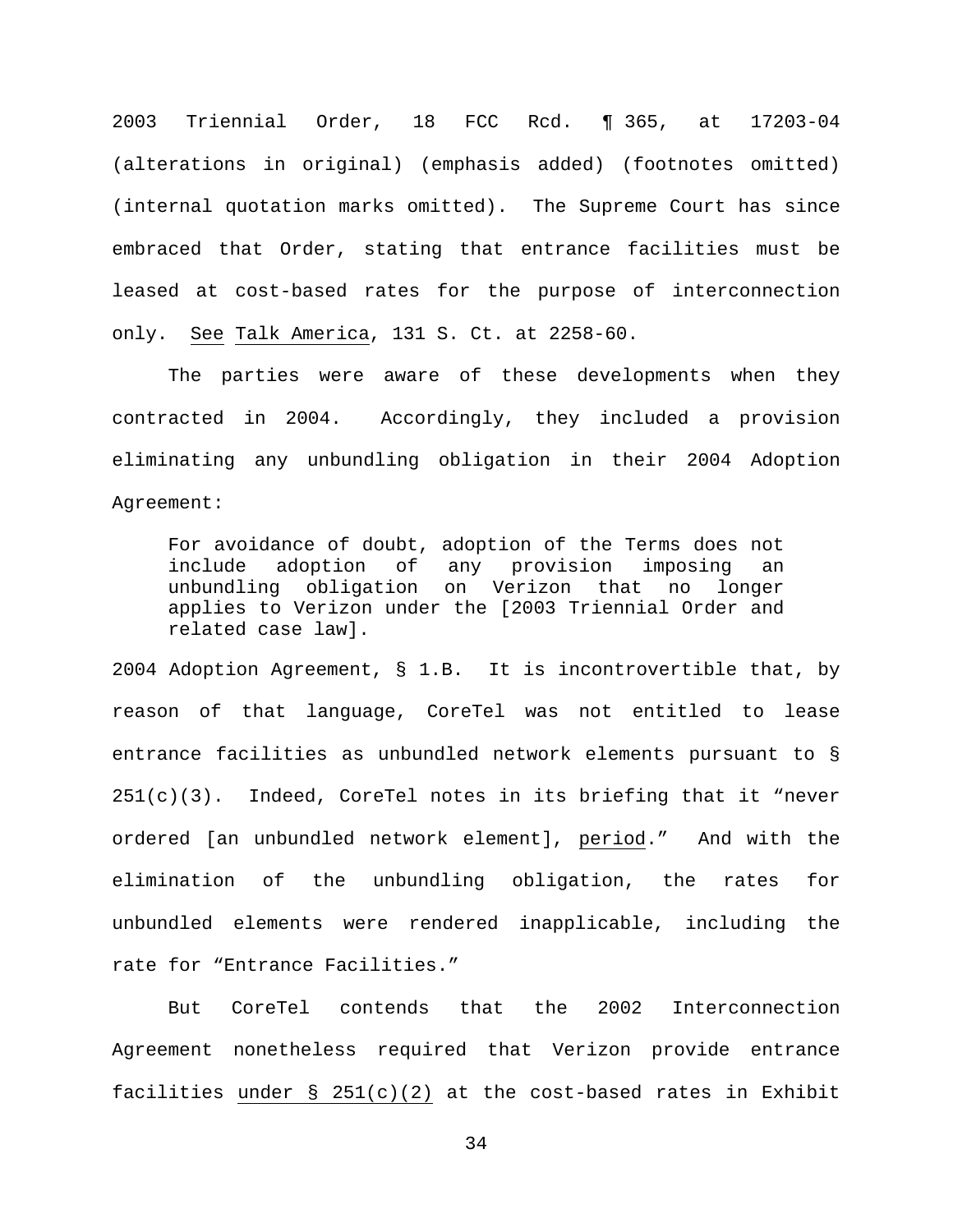2003 Triennial Order, 18 FCC Rcd. ¶ 365, at 17203-04 (alterations in original) (emphasis added) (footnotes omitted) (internal quotation marks omitted). The Supreme Court has since embraced that Order, stating that entrance facilities must be leased at cost-based rates for the purpose of interconnection only. _See_ _Talk America_, 131 S. Ct. at 2258-60.

The parties were aware of these developments when they contracted in 2004. Accordingly, they included a provision eliminating any unbundling obligation in their 2004 Adoption Agreement:

> For avoidance of doubt, adoption of the Terms does not include adoption of any provision imposing an unbundling obligation on Verizon that no longer applies to Verizon under the [2003 Triennial Order and related case law].

2004 Adoption Agreement, § 1.B. It is incontrovertible that, by reason of that language, CoreTel was not entitled to lease entrance facilities as unbundled network elements pursuant to § 251(c)(3). Indeed, CoreTel notes in its briefing that it "never ordered [an unbundled network element], _period_." And with the elimination of the unbundling obligation, the rates for unbundled elements were rendered inapplicable, including the rate for "Entrance Facilities."

But CoreTel contends that the 2002 Interconnection Agreement nonetheless required that Verizon provide entrance facilities _under § 251(c)(2)_ at the cost-based rates in Exhibit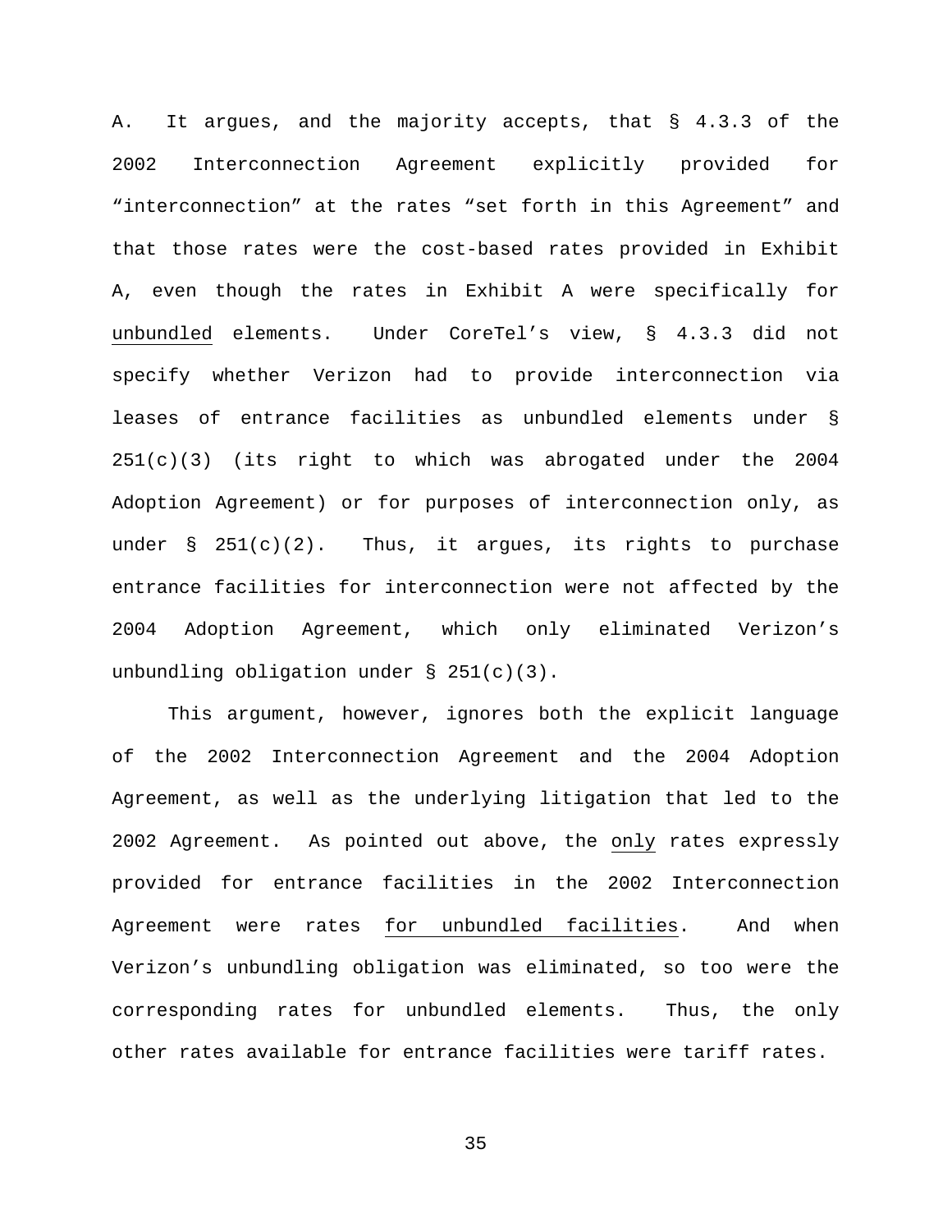A. It argues, and the majority accepts, that § 4.3.3 of the 2002 Interconnection Agreement explicitly provided for "interconnection" at the rates "set forth in this Agreement" and that those rates were the cost-based rates provided in Exhibit A, even though the rates in Exhibit A were specifically for <u>unbundled</u> elements. Under CoreTel's view, § 4.3.3 did not specify whether Verizon had to provide interconnection via leases of entrance facilities as unbundled elements under § 251(c)(3) (its right to which was abrogated under the 2004 Adoption Agreement) or for purposes of interconnection only, as under § 251(c)(2). Thus, it argues, its rights to purchase entrance facilities for interconnection were not affected by the 2004 Adoption Agreement, which only eliminated Verizon's unbundling obligation under § 251(c)(3).

This argument, however, ignores both the explicit language of the 2002 Interconnection Agreement and the 2004 Adoption Agreement, as well as the underlying litigation that led to the 2002 Agreement. As pointed out above, the <u>only</u> rates expressly provided for entrance facilities in the 2002 Interconnection Agreement were rates <u>for unbundled facilities</u>. And when Verizon's unbundling obligation was eliminated, so too were the corresponding rates for unbundled elements. Thus, the only other rates available for entrance facilities were tariff rates.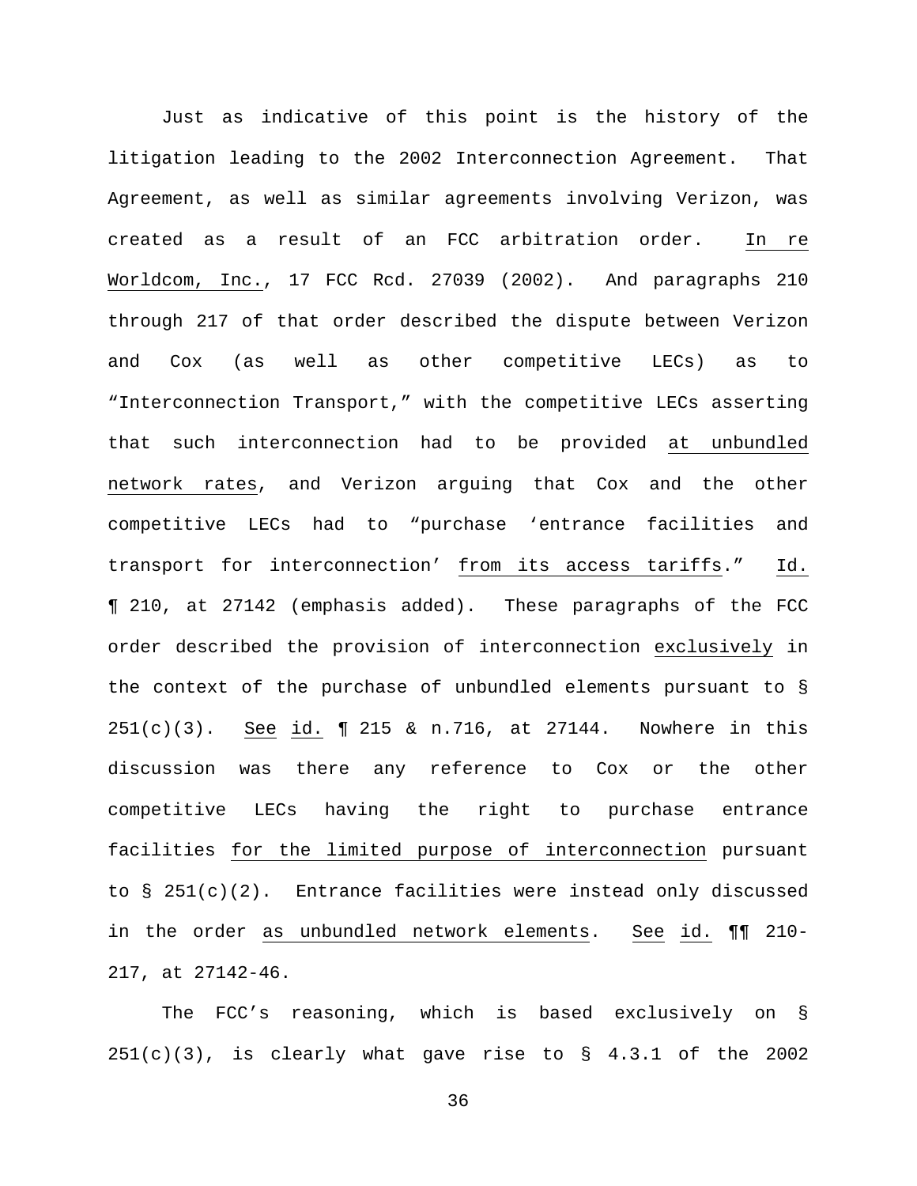Just as indicative of this point is the history of the litigation leading to the 2002 Interconnection Agreement. That Agreement, as well as similar agreements involving Verizon, was created as a result of an FCC arbitration order. _In re Worldcom, Inc._, 17 FCC Rcd. 27039 (2002). And paragraphs 210 through 217 of that order described the dispute between Verizon and Cox (as well as other competitive LECs) as to "Interconnection Transport," with the competitive LECs asserting that such interconnection had to be provided _at unbundled network rates_, and Verizon arguing that Cox and the other competitive LECs had to "purchase 'entrance facilities and transport for interconnection' _from its access tariffs_." _Id._ ¶ 210, at 27142 (emphasis added). These paragraphs of the FCC order described the provision of interconnection _exclusively_ in the context of the purchase of unbundled elements pursuant to § 251(c)(3). _See id._ ¶ 215 & n.716, at 27144. Nowhere in this discussion was there any reference to Cox or the other competitive LECs having the right to purchase entrance facilities _for the limited purpose of interconnection_ pursuant to § 251(c)(2). Entrance facilities were instead only discussed in the order _as unbundled network elements_. _See id._ ¶¶ 210-217, at 27142-46.

The FCC's reasoning, which is based exclusively on § 251(c)(3), is clearly what gave rise to § 4.3.1 of the 2002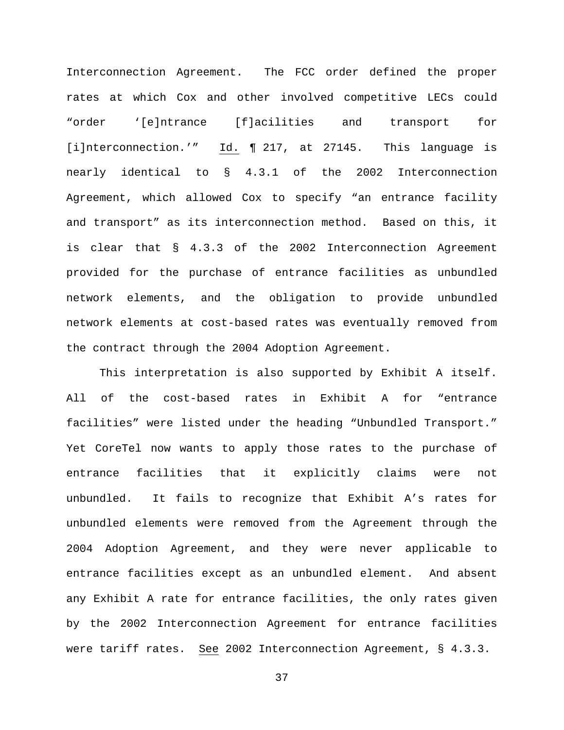Interconnection Agreement. The FCC order defined the proper rates at which Cox and other involved competitive LECs could "order '[e]ntrance [f]acilities and transport for [i]nterconnection.'" Id. ¶ 217, at 27145. This language is nearly identical to § 4.3.1 of the 2002 Interconnection Agreement, which allowed Cox to specify "an entrance facility and transport" as its interconnection method. Based on this, it is clear that § 4.3.3 of the 2002 Interconnection Agreement provided for the purchase of entrance facilities as unbundled network elements, and the obligation to provide unbundled network elements at cost-based rates was eventually removed from the contract through the 2004 Adoption Agreement.

This interpretation is also supported by Exhibit A itself. All of the cost-based rates in Exhibit A for "entrance facilities" were listed under the heading "Unbundled Transport." Yet CoreTel now wants to apply those rates to the purchase of entrance facilities that it explicitly claims were not unbundled. It fails to recognize that Exhibit A's rates for unbundled elements were removed from the Agreement through the 2004 Adoption Agreement, and they were never applicable to entrance facilities except as an unbundled element. And absent any Exhibit A rate for entrance facilities, the only rates given by the 2002 Interconnection Agreement for entrance facilities were tariff rates. See 2002 Interconnection Agreement, § 4.3.3.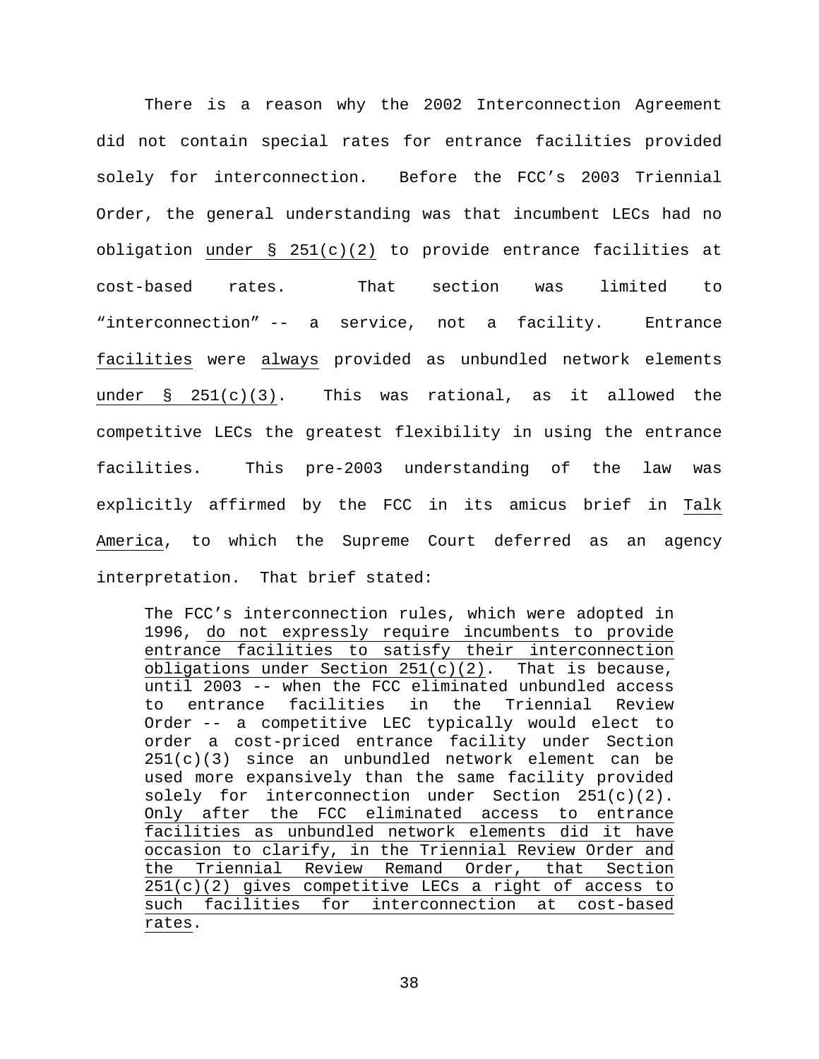There is a reason why the 2002 Interconnection Agreement did not contain special rates for entrance facilities provided solely for interconnection. Before the FCC's 2003 Triennial Order, the general understanding was that incumbent LECs had no obligation <u>under § 251(c)(2)</u> to provide entrance facilities at cost-based rates. That section was limited to "interconnection" -- a service, not a facility. Entrance <u>facilities</u> were <u>always</u> provided as unbundled network elements <u>under § 251(c)(3)</u>. This was rational, as it allowed the competitive LECs the greatest flexibility in using the entrance facilities. This pre-2003 understanding of the law was explicitly affirmed by the FCC in its amicus brief in <u>Talk America</u>, to which the Supreme Court deferred as an agency interpretation. That brief stated:

> The FCC's interconnection rules, which were adopted in 1996, <u>do not expressly require incumbents to provide entrance facilities to satisfy their interconnection obligations under Section 251(c)(2)</u>. That is because, until 2003 -- when the FCC eliminated unbundled access to entrance facilities in the Triennial Review Order -- a competitive LEC typically would elect to order a cost-priced entrance facility under Section 251(c)(3) since an unbundled network element can be used more expansively than the same facility provided solely for interconnection under Section 251(c)(2). <u>Only after the FCC eliminated access to entrance facilities as unbundled network elements did it have occasion to clarify, in the Triennial Review Order and the Triennial Review Remand Order, that Section 251(c)(2) gives competitive LECs a right of access to such facilities for interconnection at cost-based rates</u>.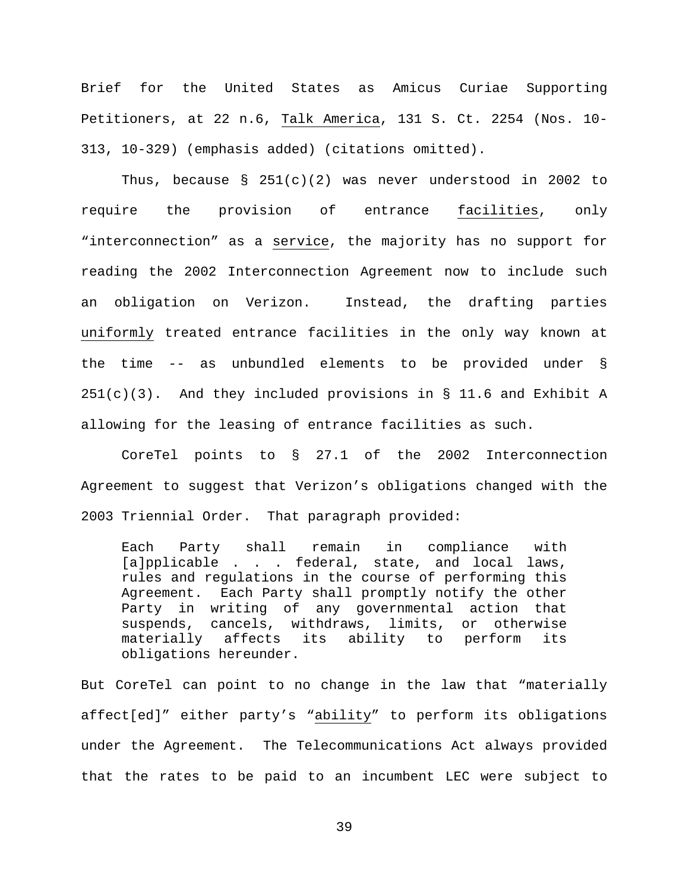Brief for the United States as Amicus Curiae Supporting Petitioners, at 22 n.6, Talk America, 131 S. Ct. 2254 (Nos. 10-313, 10-329) (emphasis added) (citations omitted).

Thus, because § 251(c)(2) was never understood in 2002 to require the provision of entrance facilities, only "interconnection" as a service, the majority has no support for reading the 2002 Interconnection Agreement now to include such an obligation on Verizon. Instead, the drafting parties uniformly treated entrance facilities in the only way known at the time -- as unbundled elements to be provided under § 251(c)(3). And they included provisions in § 11.6 and Exhibit A allowing for the leasing of entrance facilities as such.

CoreTel points to § 27.1 of the 2002 Interconnection Agreement to suggest that Verizon's obligations changed with the 2003 Triennial Order. That paragraph provided:

> Each Party shall remain in compliance with [a]pplicable . . . federal, state, and local laws, rules and regulations in the course of performing this Agreement. Each Party shall promptly notify the other Party in writing of any governmental action that suspends, cancels, withdraws, limits, or otherwise materially affects its ability to perform its obligations hereunder.

But CoreTel can point to no change in the law that "materially affect[ed]" either party's "ability" to perform its obligations under the Agreement. The Telecommunications Act always provided that the rates to be paid to an incumbent LEC were subject to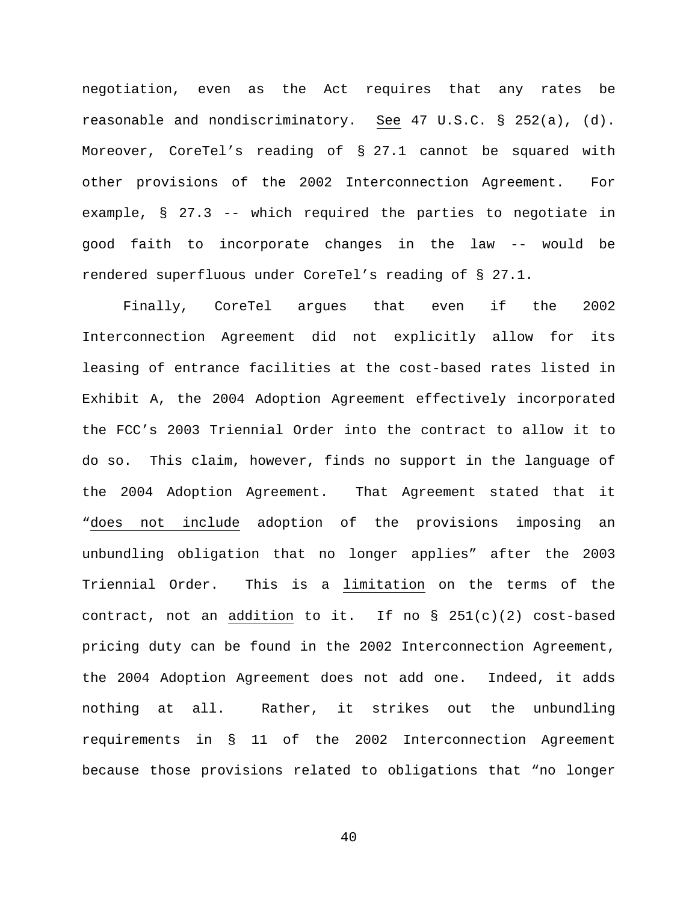negotiation, even as the Act requires that any rates be reasonable and nondiscriminatory. See 47 U.S.C. § 252(a), (d). Moreover, CoreTel's reading of § 27.1 cannot be squared with other provisions of the 2002 Interconnection Agreement. For example, § 27.3 -- which required the parties to negotiate in good faith to incorporate changes in the law -- would be rendered superfluous under CoreTel's reading of § 27.1.

Finally, CoreTel argues that even if the 2002 Interconnection Agreement did not explicitly allow for its leasing of entrance facilities at the cost-based rates listed in Exhibit A, the 2004 Adoption Agreement effectively incorporated the FCC's 2003 Triennial Order into the contract to allow it to do so. This claim, however, finds no support in the language of the 2004 Adoption Agreement. That Agreement stated that it "does not include adoption of the provisions imposing an unbundling obligation that no longer applies" after the 2003 Triennial Order. This is a limitation on the terms of the contract, not an addition to it. If no § 251(c)(2) cost-based pricing duty can be found in the 2002 Interconnection Agreement, the 2004 Adoption Agreement does not add one. Indeed, it adds nothing at all. Rather, it strikes out the unbundling requirements in § 11 of the 2002 Interconnection Agreement because those provisions related to obligations that "no longer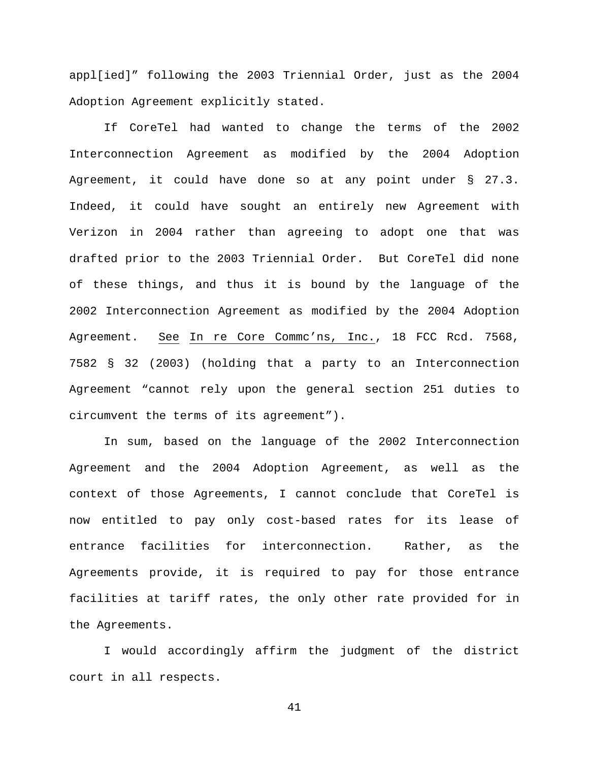appl[ied]" following the 2003 Triennial Order, just as the 2004 Adoption Agreement explicitly stated.

If CoreTel had wanted to change the terms of the 2002 Interconnection Agreement as modified by the 2004 Adoption Agreement, it could have done so at any point under § 27.3. Indeed, it could have sought an entirely new Agreement with Verizon in 2004 rather than agreeing to adopt one that was drafted prior to the 2003 Triennial Order. But CoreTel did none of these things, and thus it is bound by the language of the 2002 Interconnection Agreement as modified by the 2004 Adoption Agreement. See In re Core Commc'ns, Inc., 18 FCC Rcd. 7568, 7582 § 32 (2003) (holding that a party to an Interconnection Agreement "cannot rely upon the general section 251 duties to circumvent the terms of its agreement").

In sum, based on the language of the 2002 Interconnection Agreement and the 2004 Adoption Agreement, as well as the context of those Agreements, I cannot conclude that CoreTel is now entitled to pay only cost-based rates for its lease of entrance facilities for interconnection. Rather, as the Agreements provide, it is required to pay for those entrance facilities at tariff rates, the only other rate provided for in the Agreements.

I would accordingly affirm the judgment of the district court in all respects.